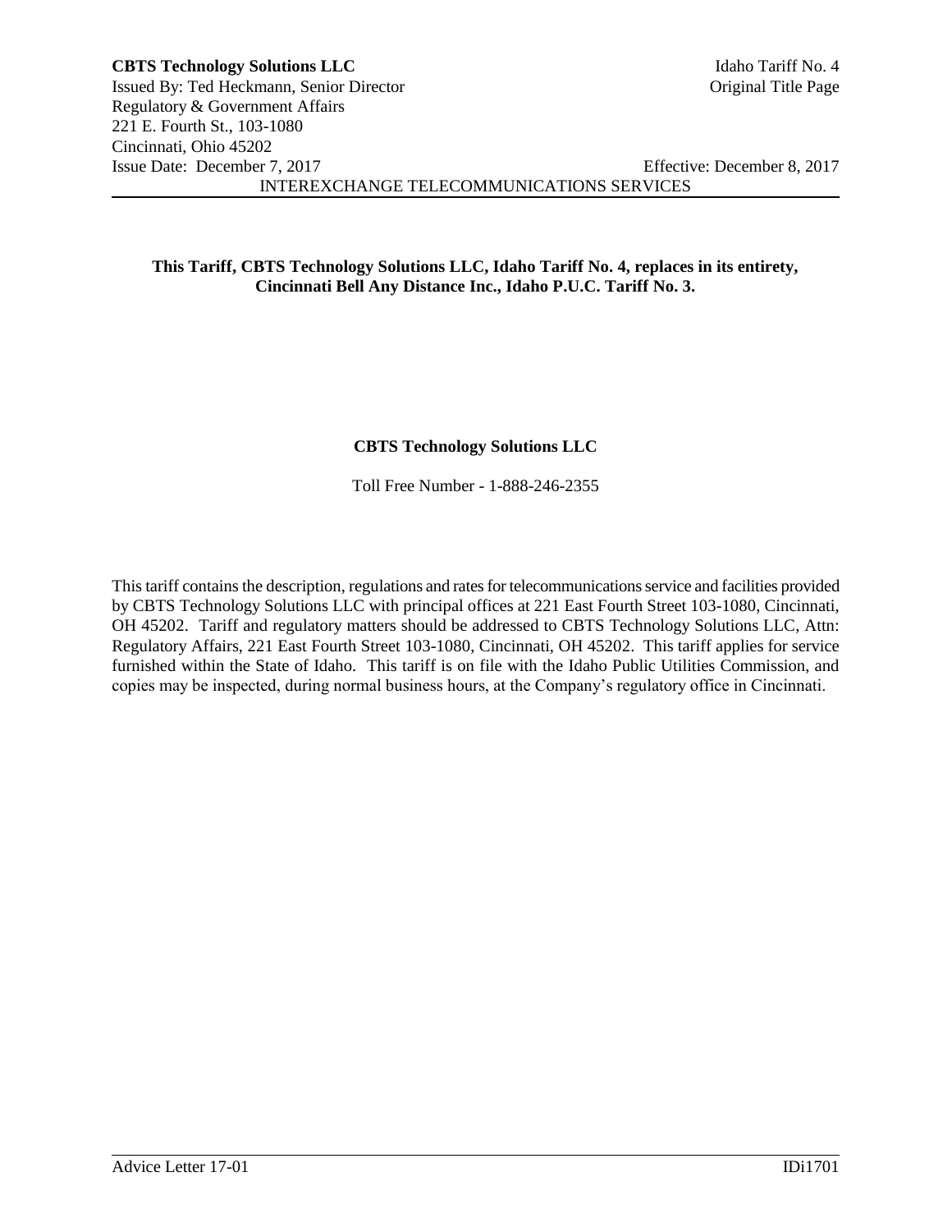**This Tariff, CBTS Technology Solutions LLC, Idaho Tariff No. 4, replaces in its entirety, Cincinnati Bell Any Distance Inc., Idaho P.U.C. Tariff No. 3.**

**CBTS Technology Solutions LLC**

Toll Free Number - 1-888-246-2355

This tariff contains the description, regulations and rates for telecommunications service and facilities provided by CBTS Technology Solutions LLC with principal offices at 221 East Fourth Street 103-1080, Cincinnati, OH 45202. Tariff and regulatory matters should be addressed to CBTS Technology Solutions LLC, Attn: Regulatory Affairs, 221 East Fourth Street 103-1080, Cincinnati, OH 45202. This tariff applies for service furnished within the State of Idaho. This tariff is on file with the Idaho Public Utilities Commission, and copies may be inspected, during normal business hours, at the Company's regulatory office in Cincinnati.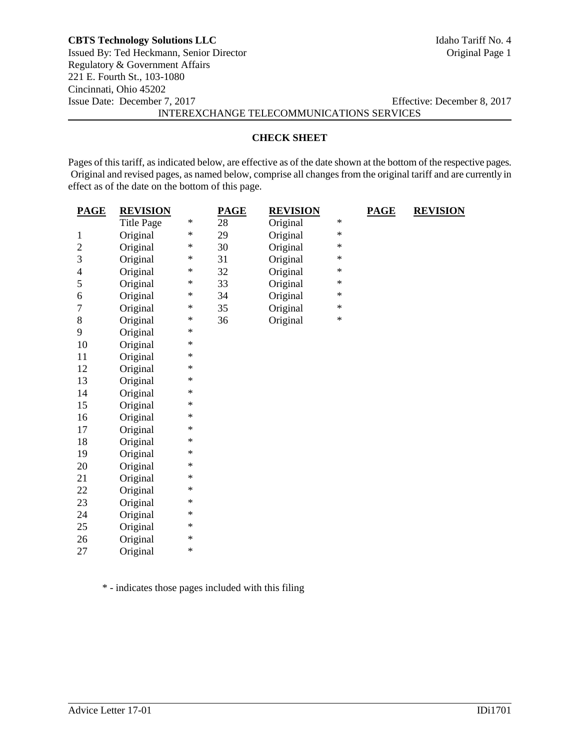**CBTS Technology Solutions LLC** Idaho Tariff No. 4
Issued By: Ted Heckmann, Senior Director Original Page 1
Regulatory & Government Affairs
221 E. Fourth St., 103-1080
Cincinnati, Ohio 45202
Issue Date: December 7, 2017 Effective: December 8, 2017

INTEREXCHANGE TELECOMMUNICATIONS SERVICES

## CHECK SHEET

Pages of this tariff, as indicated below, are effective as of the date shown at the bottom of the respective pages. Original and revised pages, as named below, comprise all changes from the original tariff and are currently in effect as of the date on the bottom of this page.

| PAGE | REVISION | | PAGE | REVISION | | PAGE | REVISION |
|---|---|---|---|---|---|---|---|
| | Title Page | * | 28 | Original | * | | |
| 1 | Original | * | 29 | Original | * | | |
| 2 | Original | * | 30 | Original | * | | |
| 3 | Original | * | 31 | Original | * | | |
| 4 | Original | * | 32 | Original | * | | |
| 5 | Original | * | 33 | Original | * | | |
| 6 | Original | * | 34 | Original | * | | |
| 7 | Original | * | 35 | Original | * | | |
| 8 | Original | * | 36 | Original | * | | |
| 9 | Original | * | | | | | |
| 10 | Original | * | | | | | |
| 11 | Original | * | | | | | |
| 12 | Original | * | | | | | |
| 13 | Original | * | | | | | |
| 14 | Original | * | | | | | |
| 15 | Original | * | | | | | |
| 16 | Original | * | | | | | |
| 17 | Original | * | | | | | |
| 18 | Original | * | | | | | |
| 19 | Original | * | | | | | |
| 20 | Original | * | | | | | |
| 21 | Original | * | | | | | |
| 22 | Original | * | | | | | |
| 23 | Original | * | | | | | |
| 24 | Original | * | | | | | |
| 25 | Original | * | | | | | |
| 26 | Original | * | | | | | |
| 27 | Original | * | | | | | |

* - indicates those pages included with this filing

Advice Letter 17-01 IDi1701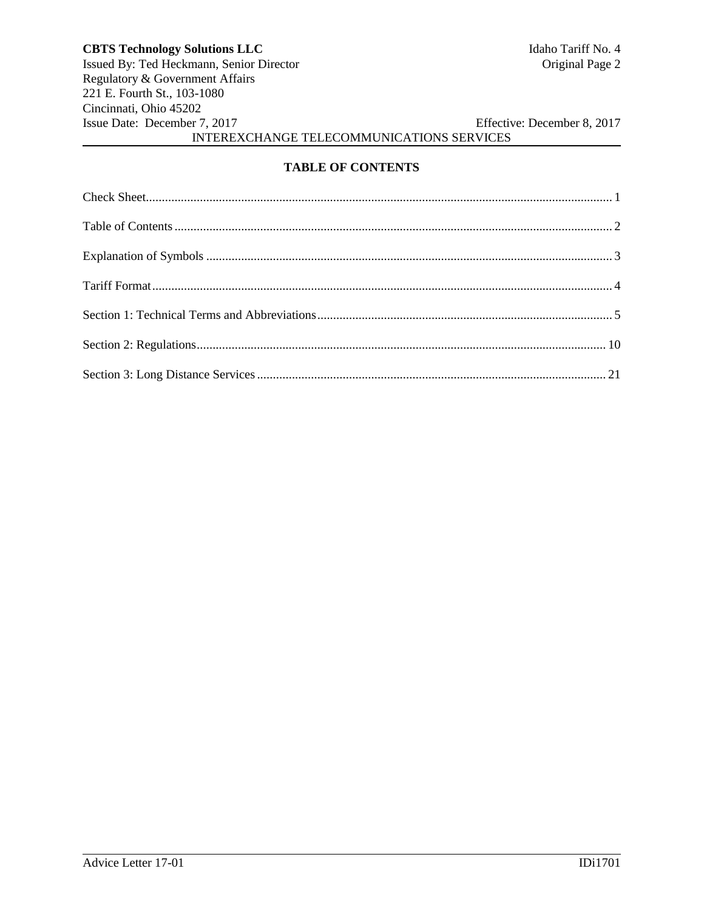## TABLE OF CONTENTS

| | |
|---|---|
| Check Sheet | 1 |
| Table of Contents | 2 |
| Explanation of Symbols | 3 |
| Tariff Format | 4 |
| Section 1: Technical Terms and Abbreviations | 5 |
| Section 2: Regulations | 10 |
| Section 3: Long Distance Services | 21 |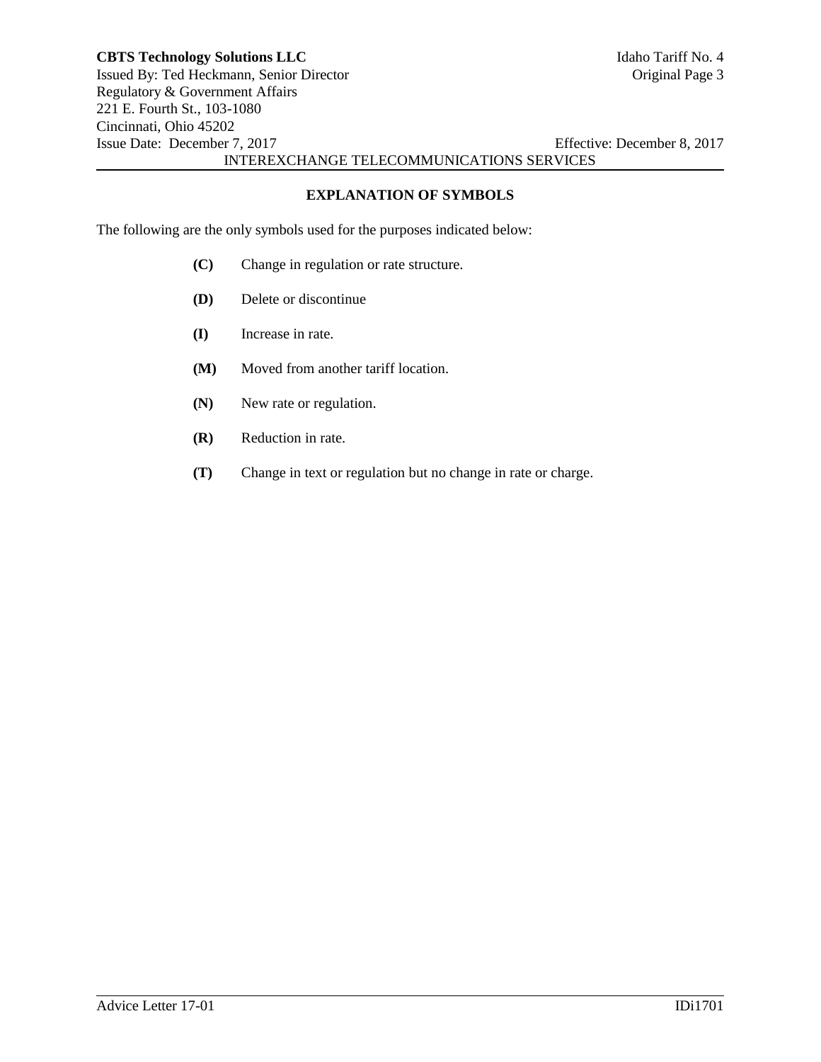## EXPLANATION OF SYMBOLS

The following are the only symbols used for the purposes indicated below:

**(C)** Change in regulation or rate structure.

**(D)** Delete or discontinue

**(I)** Increase in rate.

**(M)** Moved from another tariff location.

**(N)** New rate or regulation.

**(R)** Reduction in rate.

**(T)** Change in text or regulation but no change in rate or charge.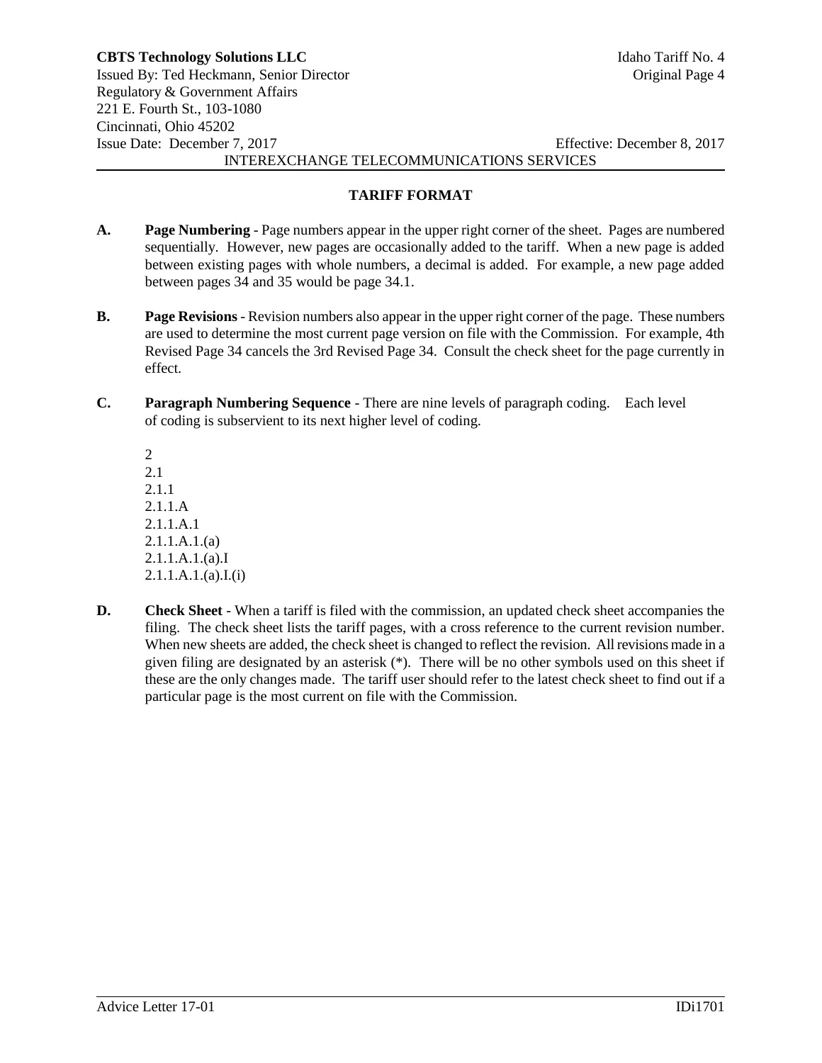## TARIFF FORMAT

**A.** **Page Numbering** - Page numbers appear in the upper right corner of the sheet. Pages are numbered sequentially. However, new pages are occasionally added to the tariff. When a new page is added between existing pages with whole numbers, a decimal is added. For example, a new page added between pages 34 and 35 would be page 34.1.

**B.** **Page Revisions** - Revision numbers also appear in the upper right corner of the page. These numbers are used to determine the most current page version on file with the Commission. For example, 4th Revised Page 34 cancels the 3rd Revised Page 34. Consult the check sheet for the page currently in effect.

**C.** **Paragraph Numbering Sequence** - There are nine levels of paragraph coding. Each level of coding is subservient to its next higher level of coding.

2
2.1
2.1.1
2.1.1.A
2.1.1.A.1
2.1.1.A.1.(a)
2.1.1.A.1.(a).I
2.1.1.A.1.(a).I.(i)

**D.** **Check Sheet** - When a tariff is filed with the commission, an updated check sheet accompanies the filing. The check sheet lists the tariff pages, with a cross reference to the current revision number. When new sheets are added, the check sheet is changed to reflect the revision. All revisions made in a given filing are designated by an asterisk (*). There will be no other symbols used on this sheet if these are the only changes made. The tariff user should refer to the latest check sheet to find out if a particular page is the most current on file with the Commission.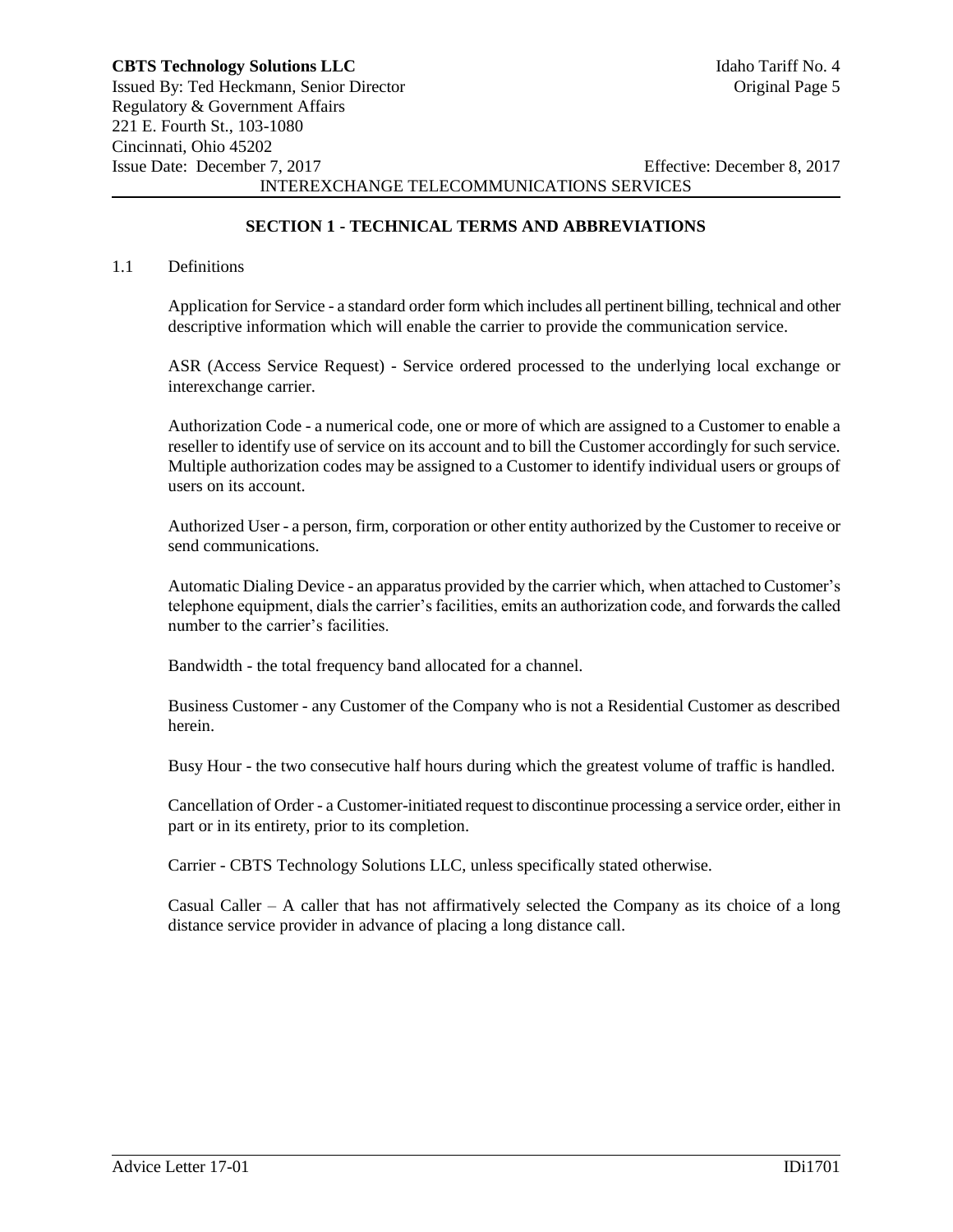## SECTION 1 - TECHNICAL TERMS AND ABBREVIATIONS

1.1 Definitions

Application for Service - a standard order form which includes all pertinent billing, technical and other descriptive information which will enable the carrier to provide the communication service.

ASR (Access Service Request) - Service ordered processed to the underlying local exchange or interexchange carrier.

Authorization Code - a numerical code, one or more of which are assigned to a Customer to enable a reseller to identify use of service on its account and to bill the Customer accordingly for such service. Multiple authorization codes may be assigned to a Customer to identify individual users or groups of users on its account.

Authorized User - a person, firm, corporation or other entity authorized by the Customer to receive or send communications.

Automatic Dialing Device - an apparatus provided by the carrier which, when attached to Customer's telephone equipment, dials the carrier's facilities, emits an authorization code, and forwards the called number to the carrier's facilities.

Bandwidth - the total frequency band allocated for a channel.

Business Customer - any Customer of the Company who is not a Residential Customer as described herein.

Busy Hour - the two consecutive half hours during which the greatest volume of traffic is handled.

Cancellation of Order - a Customer-initiated request to discontinue processing a service order, either in part or in its entirety, prior to its completion.

Carrier - CBTS Technology Solutions LLC, unless specifically stated otherwise.

Casual Caller – A caller that has not affirmatively selected the Company as its choice of a long distance service provider in advance of placing a long distance call.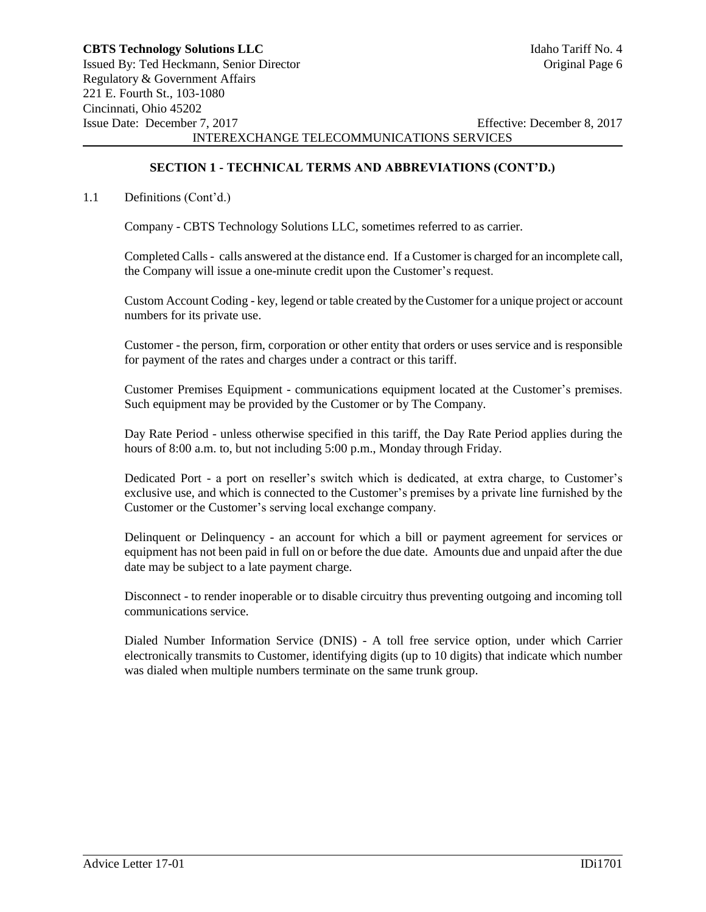## SECTION 1 - TECHNICAL TERMS AND ABBREVIATIONS (CONT'D.)

1.1 Definitions (Cont'd.)

Company - CBTS Technology Solutions LLC, sometimes referred to as carrier.

Completed Calls - calls answered at the distance end. If a Customer is charged for an incomplete call, the Company will issue a one-minute credit upon the Customer's request.

Custom Account Coding - key, legend or table created by the Customer for a unique project or account numbers for its private use.

Customer - the person, firm, corporation or other entity that orders or uses service and is responsible for payment of the rates and charges under a contract or this tariff.

Customer Premises Equipment - communications equipment located at the Customer's premises. Such equipment may be provided by the Customer or by The Company.

Day Rate Period - unless otherwise specified in this tariff, the Day Rate Period applies during the hours of 8:00 a.m. to, but not including 5:00 p.m., Monday through Friday.

Dedicated Port - a port on reseller's switch which is dedicated, at extra charge, to Customer's exclusive use, and which is connected to the Customer's premises by a private line furnished by the Customer or the Customer's serving local exchange company.

Delinquent or Delinquency - an account for which a bill or payment agreement for services or equipment has not been paid in full on or before the due date. Amounts due and unpaid after the due date may be subject to a late payment charge.

Disconnect - to render inoperable or to disable circuitry thus preventing outgoing and incoming toll communications service.

Dialed Number Information Service (DNIS) - A toll free service option, under which Carrier electronically transmits to Customer, identifying digits (up to 10 digits) that indicate which number was dialed when multiple numbers terminate on the same trunk group.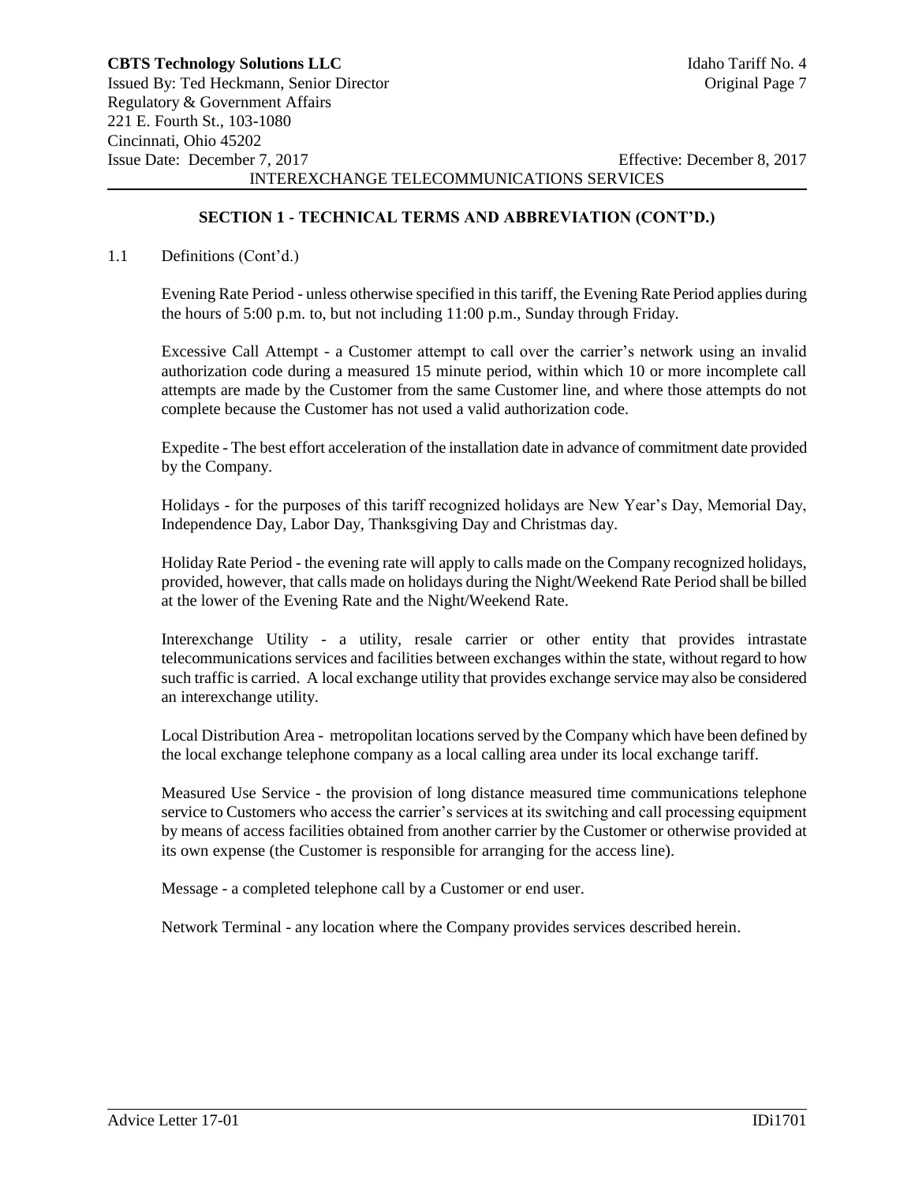## SECTION 1 - TECHNICAL TERMS AND ABBREVIATION (CONT'D.)

1.1 Definitions (Cont'd.)

Evening Rate Period - unless otherwise specified in this tariff, the Evening Rate Period applies during the hours of 5:00 p.m. to, but not including 11:00 p.m., Sunday through Friday.

Excessive Call Attempt - a Customer attempt to call over the carrier's network using an invalid authorization code during a measured 15 minute period, within which 10 or more incomplete call attempts are made by the Customer from the same Customer line, and where those attempts do not complete because the Customer has not used a valid authorization code.

Expedite - The best effort acceleration of the installation date in advance of commitment date provided by the Company.

Holidays - for the purposes of this tariff recognized holidays are New Year's Day, Memorial Day, Independence Day, Labor Day, Thanksgiving Day and Christmas day.

Holiday Rate Period - the evening rate will apply to calls made on the Company recognized holidays, provided, however, that calls made on holidays during the Night/Weekend Rate Period shall be billed at the lower of the Evening Rate and the Night/Weekend Rate.

Interexchange Utility - a utility, resale carrier or other entity that provides intrastate telecommunications services and facilities between exchanges within the state, without regard to how such traffic is carried. A local exchange utility that provides exchange service may also be considered an interexchange utility.

Local Distribution Area - metropolitan locations served by the Company which have been defined by the local exchange telephone company as a local calling area under its local exchange tariff.

Measured Use Service - the provision of long distance measured time communications telephone service to Customers who access the carrier's services at its switching and call processing equipment by means of access facilities obtained from another carrier by the Customer or otherwise provided at its own expense (the Customer is responsible for arranging for the access line).

Message - a completed telephone call by a Customer or end user.

Network Terminal - any location where the Company provides services described herein.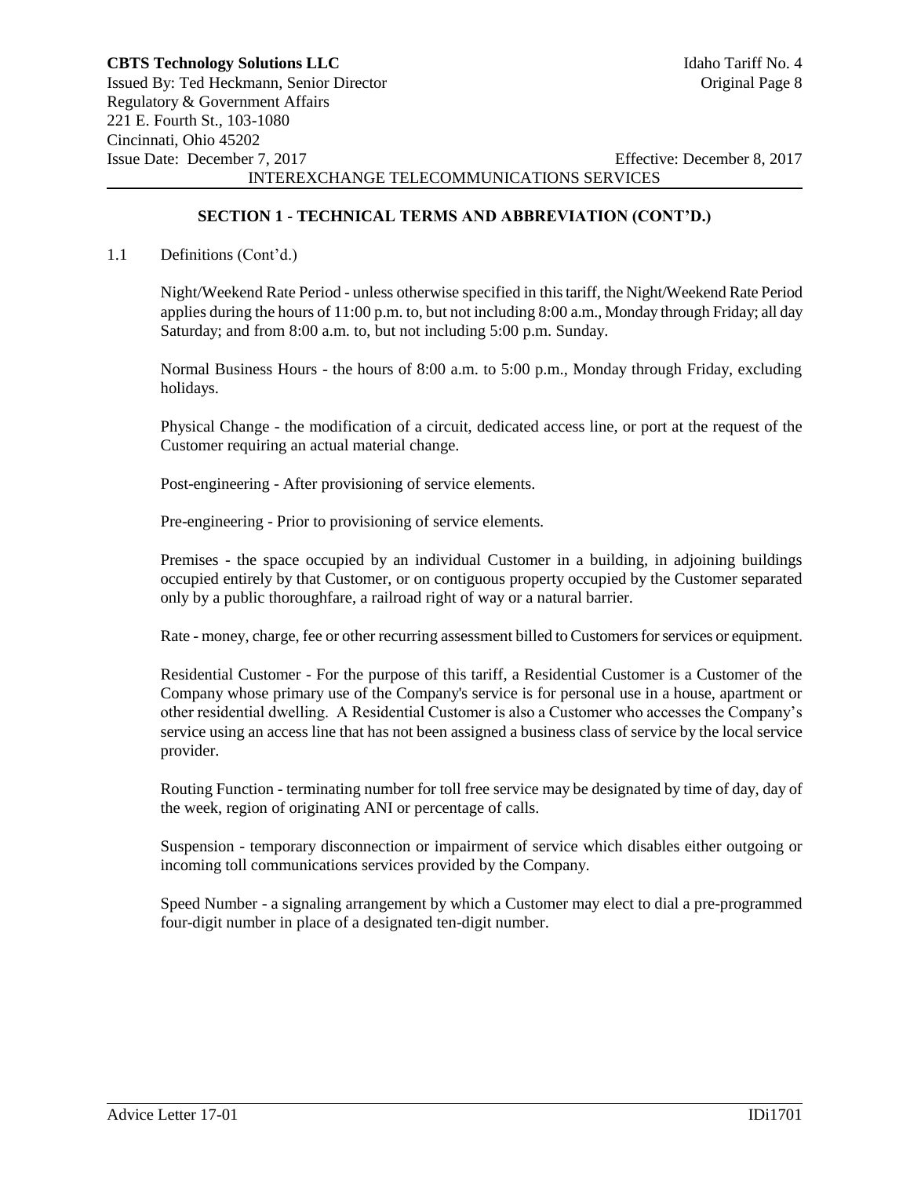## SECTION 1 - TECHNICAL TERMS AND ABBREVIATION (CONT'D.)

1.1 Definitions (Cont'd.)

Night/Weekend Rate Period - unless otherwise specified in this tariff, the Night/Weekend Rate Period applies during the hours of 11:00 p.m. to, but not including 8:00 a.m., Monday through Friday; all day Saturday; and from 8:00 a.m. to, but not including 5:00 p.m. Sunday.

Normal Business Hours - the hours of 8:00 a.m. to 5:00 p.m., Monday through Friday, excluding holidays.

Physical Change - the modification of a circuit, dedicated access line, or port at the request of the Customer requiring an actual material change.

Post-engineering - After provisioning of service elements.

Pre-engineering - Prior to provisioning of service elements.

Premises - the space occupied by an individual Customer in a building, in adjoining buildings occupied entirely by that Customer, or on contiguous property occupied by the Customer separated only by a public thoroughfare, a railroad right of way or a natural barrier.

Rate - money, charge, fee or other recurring assessment billed to Customers for services or equipment.

Residential Customer - For the purpose of this tariff, a Residential Customer is a Customer of the Company whose primary use of the Company's service is for personal use in a house, apartment or other residential dwelling. A Residential Customer is also a Customer who accesses the Company's service using an access line that has not been assigned a business class of service by the local service provider.

Routing Function - terminating number for toll free service may be designated by time of day, day of the week, region of originating ANI or percentage of calls.

Suspension - temporary disconnection or impairment of service which disables either outgoing or incoming toll communications services provided by the Company.

Speed Number - a signaling arrangement by which a Customer may elect to dial a pre-programmed four-digit number in place of a designated ten-digit number.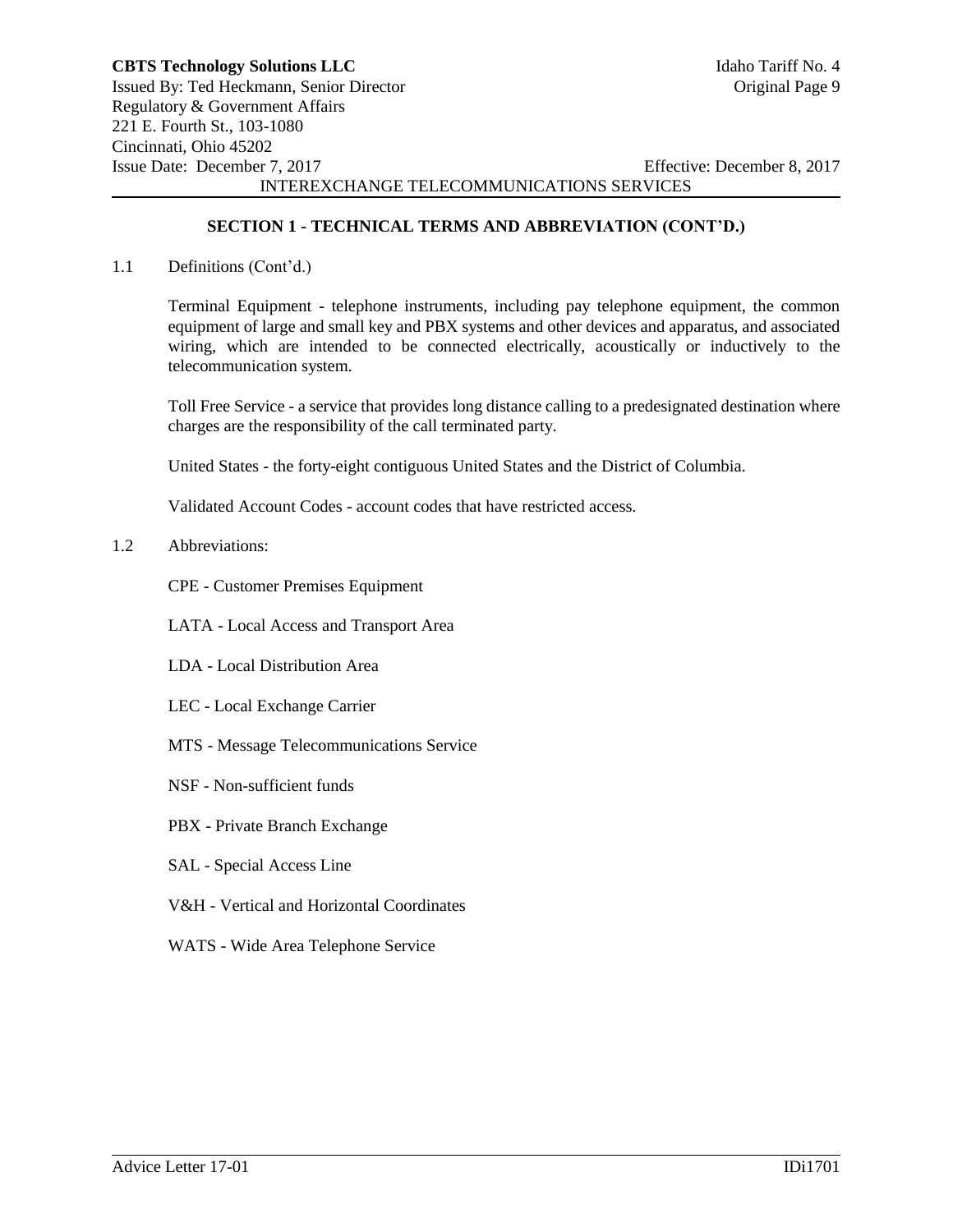## SECTION 1 - TECHNICAL TERMS AND ABBREVIATION (CONT'D.)

1.1 Definitions (Cont'd.)

Terminal Equipment - telephone instruments, including pay telephone equipment, the common equipment of large and small key and PBX systems and other devices and apparatus, and associated wiring, which are intended to be connected electrically, acoustically or inductively to the telecommunication system.

Toll Free Service - a service that provides long distance calling to a predesignated destination where charges are the responsibility of the call terminated party.

United States - the forty-eight contiguous United States and the District of Columbia.

Validated Account Codes - account codes that have restricted access.

1.2 Abbreviations:

CPE - Customer Premises Equipment

LATA - Local Access and Transport Area

LDA - Local Distribution Area

LEC - Local Exchange Carrier

MTS - Message Telecommunications Service

NSF - Non-sufficient funds

PBX - Private Branch Exchange

SAL - Special Access Line

V&H - Vertical and Horizontal Coordinates

WATS - Wide Area Telephone Service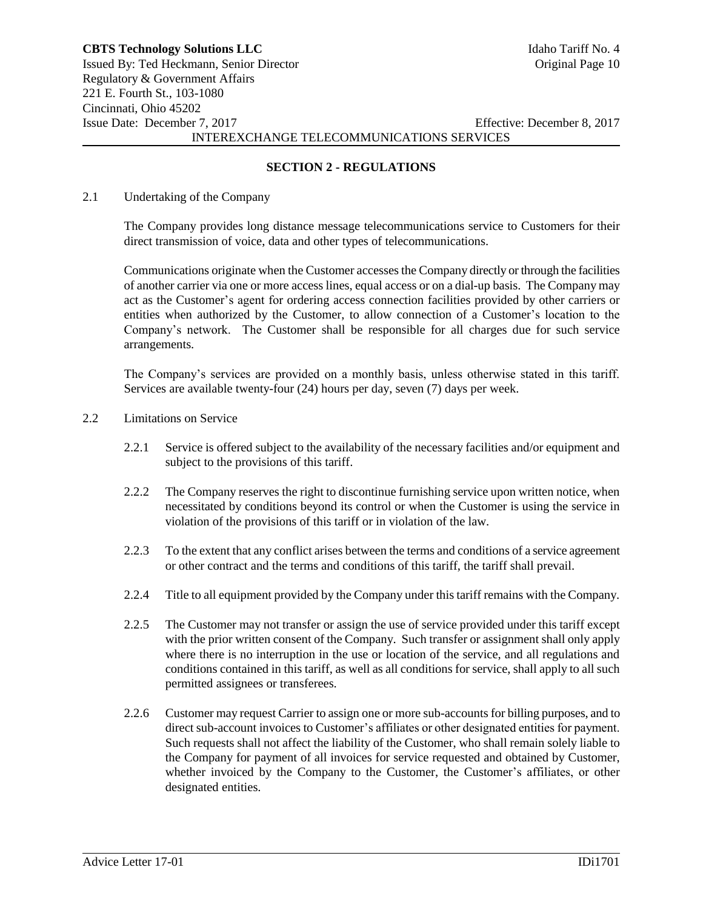## SECTION 2 - REGULATIONS

2.1 Undertaking of the Company

The Company provides long distance message telecommunications service to Customers for their direct transmission of voice, data and other types of telecommunications.

Communications originate when the Customer accesses the Company directly or through the facilities of another carrier via one or more access lines, equal access or on a dial-up basis. The Company may act as the Customer's agent for ordering access connection facilities provided by other carriers or entities when authorized by the Customer, to allow connection of a Customer's location to the Company's network. The Customer shall be responsible for all charges due for such service arrangements.

The Company's services are provided on a monthly basis, unless otherwise stated in this tariff. Services are available twenty-four (24) hours per day, seven (7) days per week.

2.2 Limitations on Service

2.2.1 Service is offered subject to the availability of the necessary facilities and/or equipment and subject to the provisions of this tariff.

2.2.2 The Company reserves the right to discontinue furnishing service upon written notice, when necessitated by conditions beyond its control or when the Customer is using the service in violation of the provisions of this tariff or in violation of the law.

2.2.3 To the extent that any conflict arises between the terms and conditions of a service agreement or other contract and the terms and conditions of this tariff, the tariff shall prevail.

2.2.4 Title to all equipment provided by the Company under this tariff remains with the Company.

2.2.5 The Customer may not transfer or assign the use of service provided under this tariff except with the prior written consent of the Company. Such transfer or assignment shall only apply where there is no interruption in the use or location of the service, and all regulations and conditions contained in this tariff, as well as all conditions for service, shall apply to all such permitted assignees or transferees.

2.2.6 Customer may request Carrier to assign one or more sub-accounts for billing purposes, and to direct sub-account invoices to Customer's affiliates or other designated entities for payment. Such requests shall not affect the liability of the Customer, who shall remain solely liable to the Company for payment of all invoices for service requested and obtained by Customer, whether invoiced by the Company to the Customer, the Customer's affiliates, or other designated entities.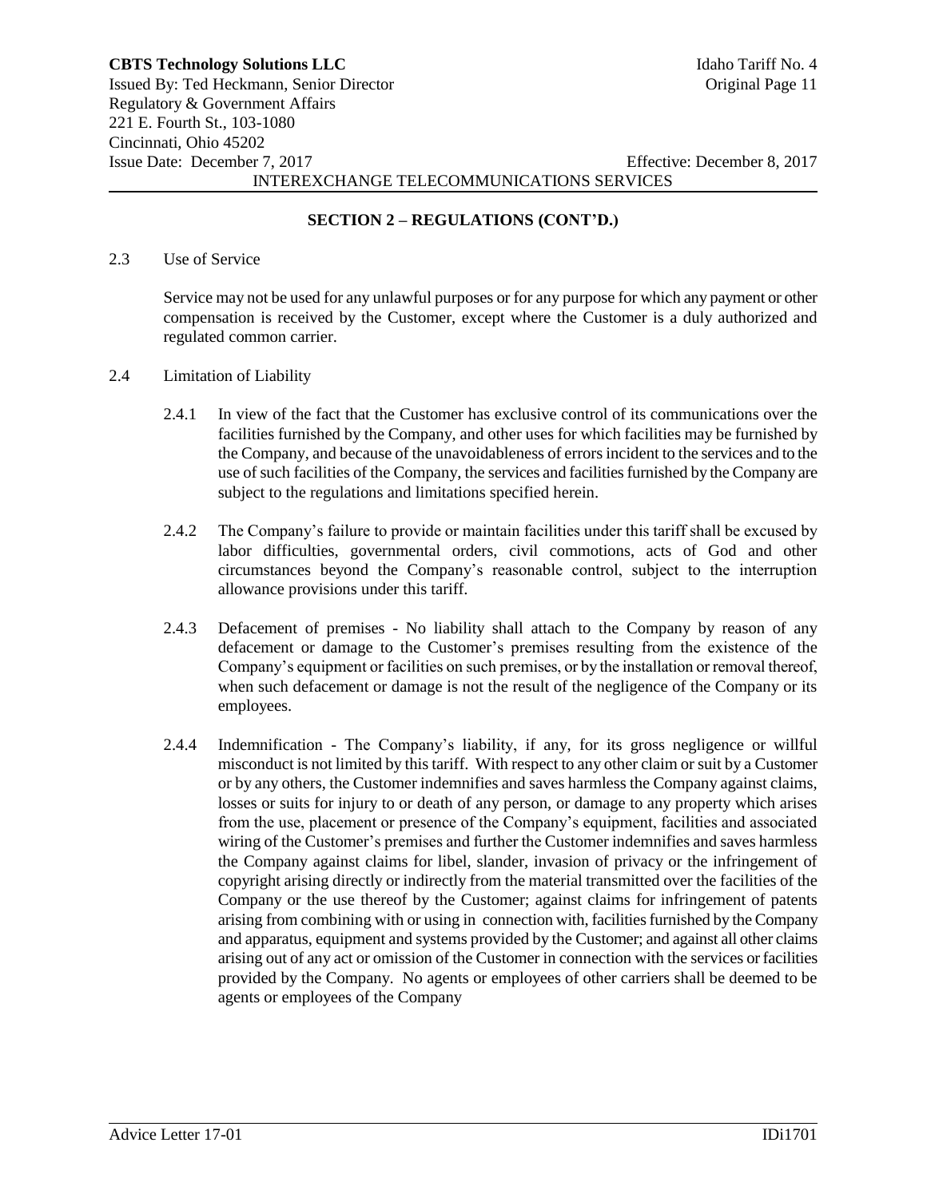## SECTION 2 – REGULATIONS (CONT'D.)

2.3 Use of Service

Service may not be used for any unlawful purposes or for any purpose for which any payment or other compensation is received by the Customer, except where the Customer is a duly authorized and regulated common carrier.

2.4 Limitation of Liability

2.4.1 In view of the fact that the Customer has exclusive control of its communications over the facilities furnished by the Company, and other uses for which facilities may be furnished by the Company, and because of the unavoidableness of errors incident to the services and to the use of such facilities of the Company, the services and facilities furnished by the Company are subject to the regulations and limitations specified herein.

2.4.2 The Company's failure to provide or maintain facilities under this tariff shall be excused by labor difficulties, governmental orders, civil commotions, acts of God and other circumstances beyond the Company's reasonable control, subject to the interruption allowance provisions under this tariff.

2.4.3 Defacement of premises - No liability shall attach to the Company by reason of any defacement or damage to the Customer's premises resulting from the existence of the Company's equipment or facilities on such premises, or by the installation or removal thereof, when such defacement or damage is not the result of the negligence of the Company or its employees.

2.4.4 Indemnification - The Company's liability, if any, for its gross negligence or willful misconduct is not limited by this tariff. With respect to any other claim or suit by a Customer or by any others, the Customer indemnifies and saves harmless the Company against claims, losses or suits for injury to or death of any person, or damage to any property which arises from the use, placement or presence of the Company's equipment, facilities and associated wiring of the Customer's premises and further the Customer indemnifies and saves harmless the Company against claims for libel, slander, invasion of privacy or the infringement of copyright arising directly or indirectly from the material transmitted over the facilities of the Company or the use thereof by the Customer; against claims for infringement of patents arising from combining with or using in connection with, facilities furnished by the Company and apparatus, equipment and systems provided by the Customer; and against all other claims arising out of any act or omission of the Customer in connection with the services or facilities provided by the Company. No agents or employees of other carriers shall be deemed to be agents or employees of the Company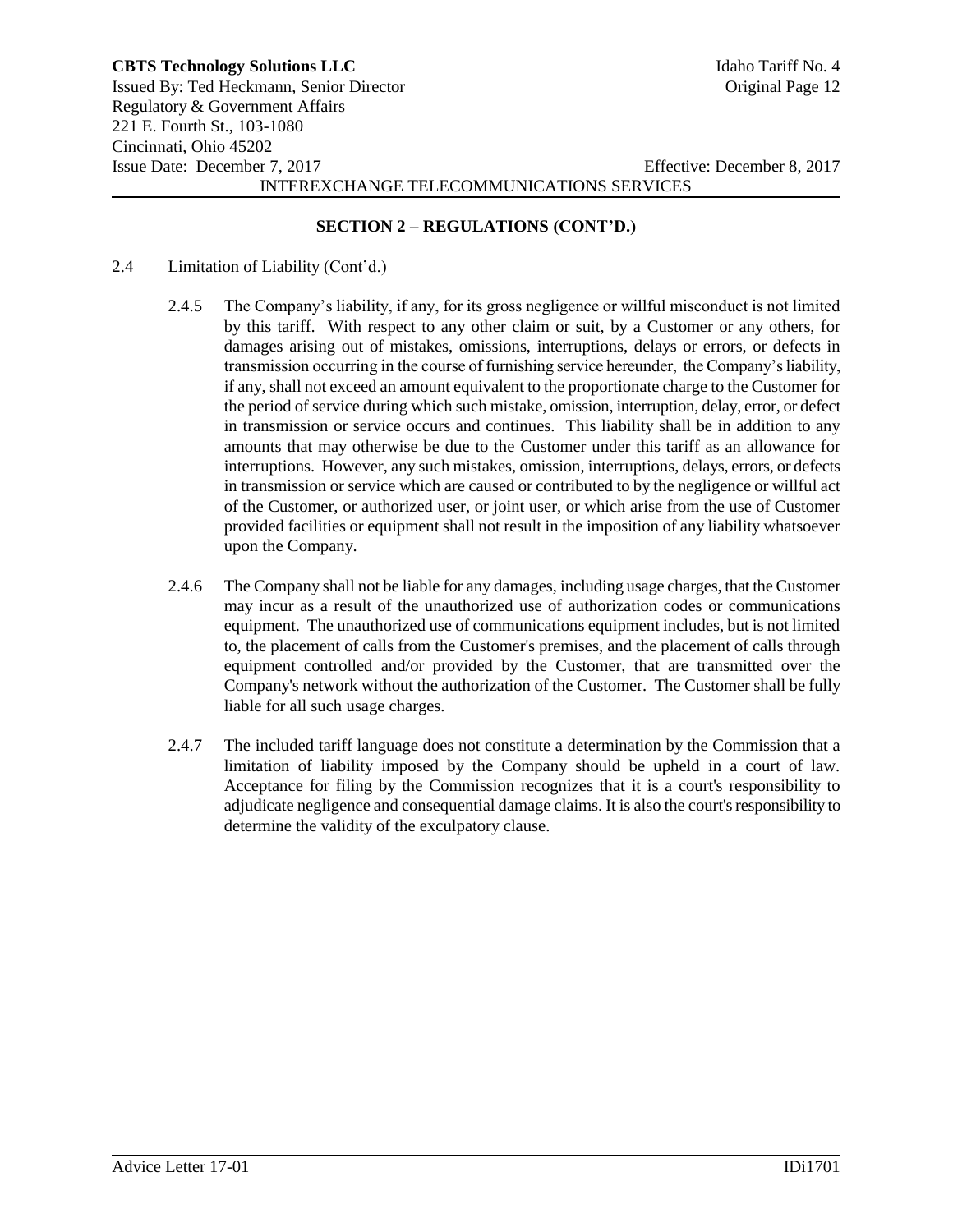## SECTION 2 – REGULATIONS (CONT'D.)

2.4 Limitation of Liability (Cont'd.)

2.4.5 The Company's liability, if any, for its gross negligence or willful misconduct is not limited by this tariff. With respect to any other claim or suit, by a Customer or any others, for damages arising out of mistakes, omissions, interruptions, delays or errors, or defects in transmission occurring in the course of furnishing service hereunder, the Company's liability, if any, shall not exceed an amount equivalent to the proportionate charge to the Customer for the period of service during which such mistake, omission, interruption, delay, error, or defect in transmission or service occurs and continues. This liability shall be in addition to any amounts that may otherwise be due to the Customer under this tariff as an allowance for interruptions. However, any such mistakes, omission, interruptions, delays, errors, or defects in transmission or service which are caused or contributed to by the negligence or willful act of the Customer, or authorized user, or joint user, or which arise from the use of Customer provided facilities or equipment shall not result in the imposition of any liability whatsoever upon the Company.

2.4.6 The Company shall not be liable for any damages, including usage charges, that the Customer may incur as a result of the unauthorized use of authorization codes or communications equipment. The unauthorized use of communications equipment includes, but is not limited to, the placement of calls from the Customer's premises, and the placement of calls through equipment controlled and/or provided by the Customer, that are transmitted over the Company's network without the authorization of the Customer. The Customer shall be fully liable for all such usage charges.

2.4.7 The included tariff language does not constitute a determination by the Commission that a limitation of liability imposed by the Company should be upheld in a court of law. Acceptance for filing by the Commission recognizes that it is a court's responsibility to adjudicate negligence and consequential damage claims. It is also the court's responsibility to determine the validity of the exculpatory clause.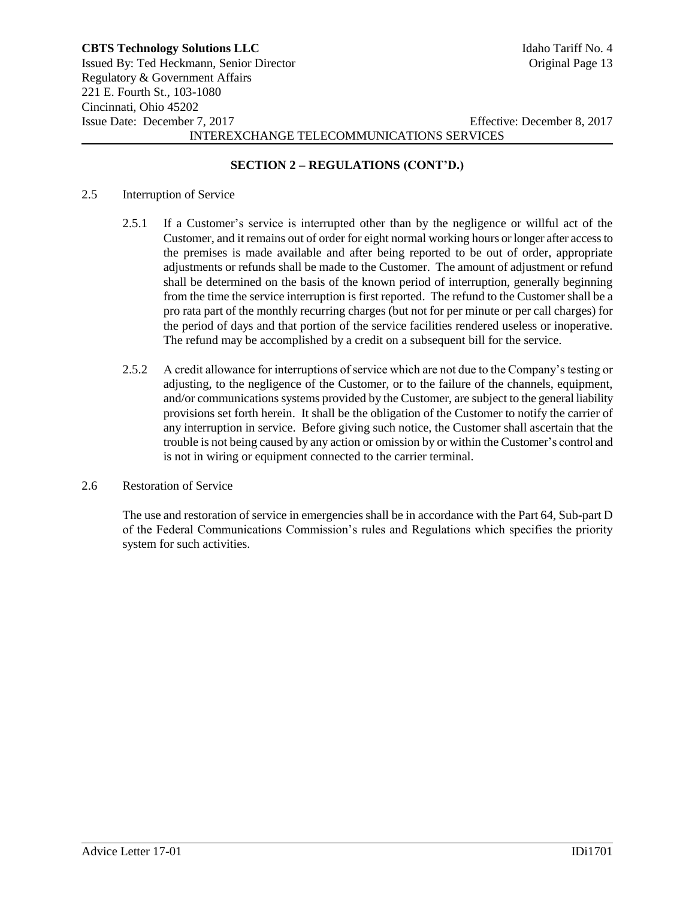## SECTION 2 – REGULATIONS (CONT'D.)

2.5 Interruption of Service

2.5.1 If a Customer's service is interrupted other than by the negligence or willful act of the Customer, and it remains out of order for eight normal working hours or longer after access to the premises is made available and after being reported to be out of order, appropriate adjustments or refunds shall be made to the Customer. The amount of adjustment or refund shall be determined on the basis of the known period of interruption, generally beginning from the time the service interruption is first reported. The refund to the Customer shall be a pro rata part of the monthly recurring charges (but not for per minute or per call charges) for the period of days and that portion of the service facilities rendered useless or inoperative. The refund may be accomplished by a credit on a subsequent bill for the service.

2.5.2 A credit allowance for interruptions of service which are not due to the Company's testing or adjusting, to the negligence of the Customer, or to the failure of the channels, equipment, and/or communications systems provided by the Customer, are subject to the general liability provisions set forth herein. It shall be the obligation of the Customer to notify the carrier of any interruption in service. Before giving such notice, the Customer shall ascertain that the trouble is not being caused by any action or omission by or within the Customer's control and is not in wiring or equipment connected to the carrier terminal.

2.6 Restoration of Service

The use and restoration of service in emergencies shall be in accordance with the Part 64, Sub-part D of the Federal Communications Commission's rules and Regulations which specifies the priority system for such activities.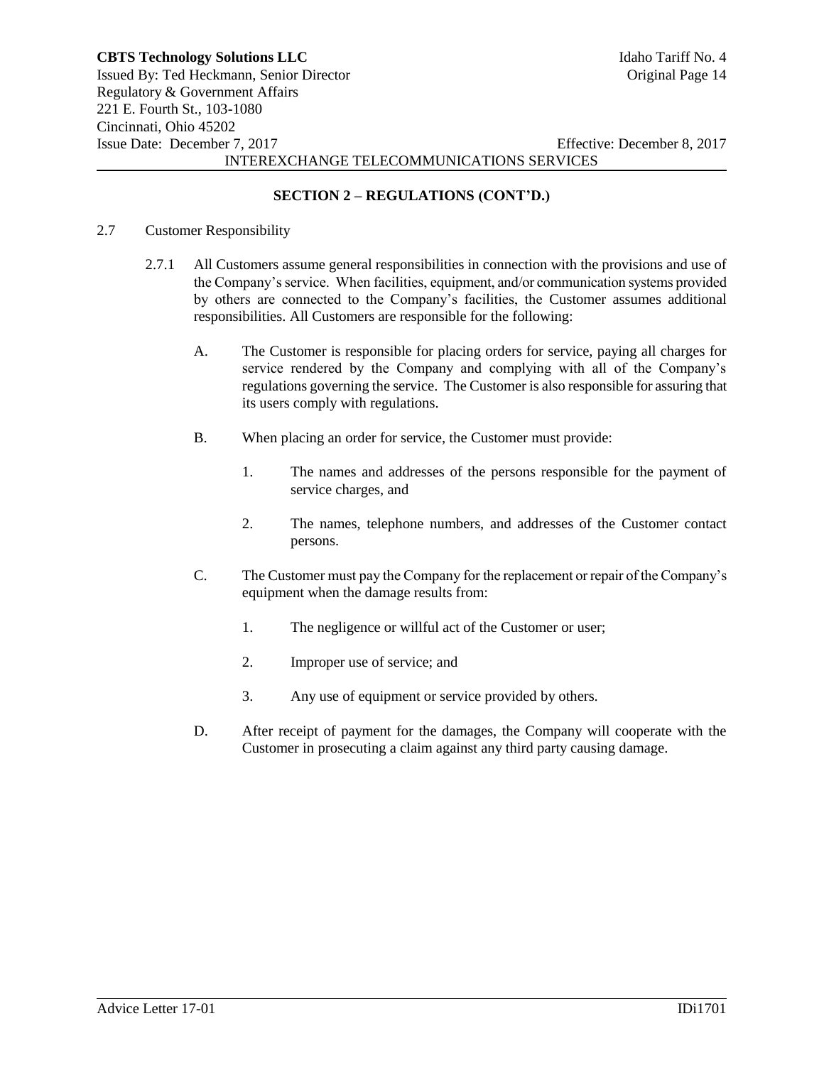## SECTION 2 – REGULATIONS (CONT'D.)

2.7 Customer Responsibility

2.7.1 All Customers assume general responsibilities in connection with the provisions and use of the Company's service. When facilities, equipment, and/or communication systems provided by others are connected to the Company's facilities, the Customer assumes additional responsibilities. All Customers are responsible for the following:

A. The Customer is responsible for placing orders for service, paying all charges for service rendered by the Company and complying with all of the Company's regulations governing the service. The Customer is also responsible for assuring that its users comply with regulations.

B. When placing an order for service, the Customer must provide:

1. The names and addresses of the persons responsible for the payment of service charges, and

2. The names, telephone numbers, and addresses of the Customer contact persons.

C. The Customer must pay the Company for the replacement or repair of the Company's equipment when the damage results from:

1. The negligence or willful act of the Customer or user;

2. Improper use of service; and

3. Any use of equipment or service provided by others.

D. After receipt of payment for the damages, the Company will cooperate with the Customer in prosecuting a claim against any third party causing damage.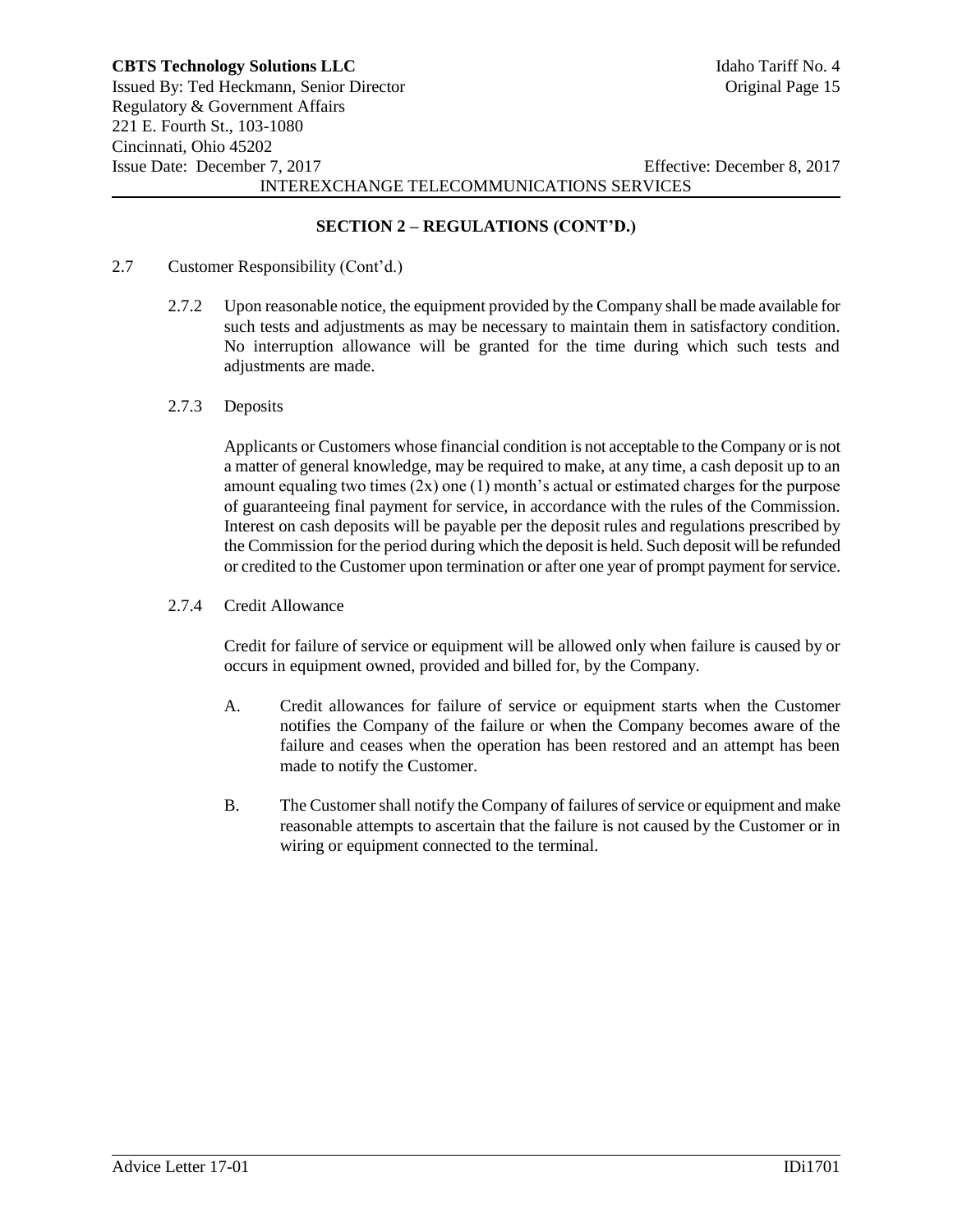## SECTION 2 – REGULATIONS (CONT'D.)

2.7 Customer Responsibility (Cont'd.)

2.7.2 Upon reasonable notice, the equipment provided by the Company shall be made available for such tests and adjustments as may be necessary to maintain them in satisfactory condition. No interruption allowance will be granted for the time during which such tests and adjustments are made.

2.7.3 Deposits

Applicants or Customers whose financial condition is not acceptable to the Company or is not a matter of general knowledge, may be required to make, at any time, a cash deposit up to an amount equaling two times (2x) one (1) month's actual or estimated charges for the purpose of guaranteeing final payment for service, in accordance with the rules of the Commission. Interest on cash deposits will be payable per the deposit rules and regulations prescribed by the Commission for the period during which the deposit is held. Such deposit will be refunded or credited to the Customer upon termination or after one year of prompt payment for service.

2.7.4 Credit Allowance

Credit for failure of service or equipment will be allowed only when failure is caused by or occurs in equipment owned, provided and billed for, by the Company.

A. Credit allowances for failure of service or equipment starts when the Customer notifies the Company of the failure or when the Company becomes aware of the failure and ceases when the operation has been restored and an attempt has been made to notify the Customer.

B. The Customer shall notify the Company of failures of service or equipment and make reasonable attempts to ascertain that the failure is not caused by the Customer or in wiring or equipment connected to the terminal.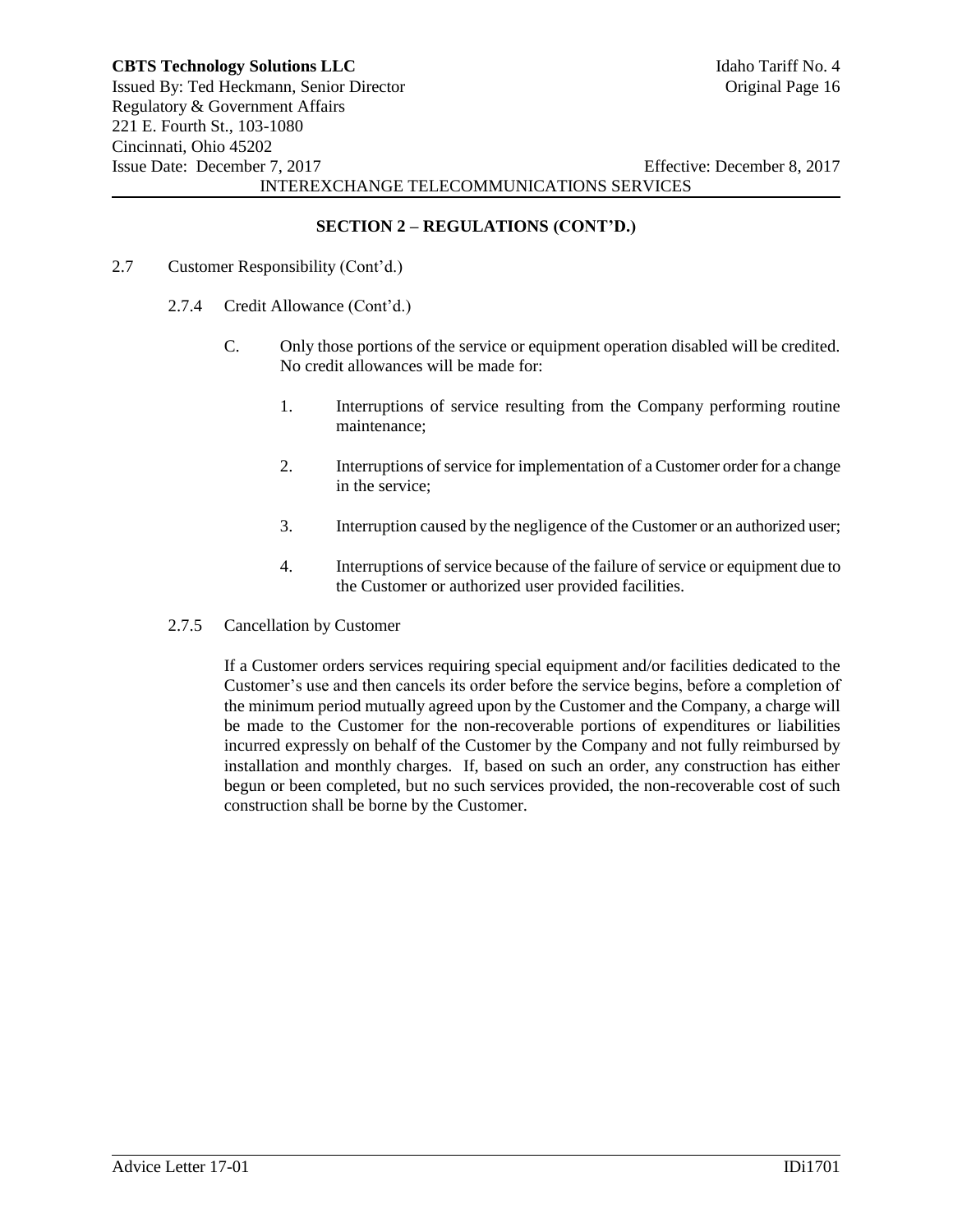## SECTION 2 – REGULATIONS (CONT'D.)

2.7 Customer Responsibility (Cont'd.)

2.7.4 Credit Allowance (Cont'd.)

C. Only those portions of the service or equipment operation disabled will be credited. No credit allowances will be made for:

1. Interruptions of service resulting from the Company performing routine maintenance;

2. Interruptions of service for implementation of a Customer order for a change in the service;

3. Interruption caused by the negligence of the Customer or an authorized user;

4. Interruptions of service because of the failure of service or equipment due to the Customer or authorized user provided facilities.

2.7.5 Cancellation by Customer

If a Customer orders services requiring special equipment and/or facilities dedicated to the Customer's use and then cancels its order before the service begins, before a completion of the minimum period mutually agreed upon by the Customer and the Company, a charge will be made to the Customer for the non-recoverable portions of expenditures or liabilities incurred expressly on behalf of the Customer by the Company and not fully reimbursed by installation and monthly charges. If, based on such an order, any construction has either begun or been completed, but no such services provided, the non-recoverable cost of such construction shall be borne by the Customer.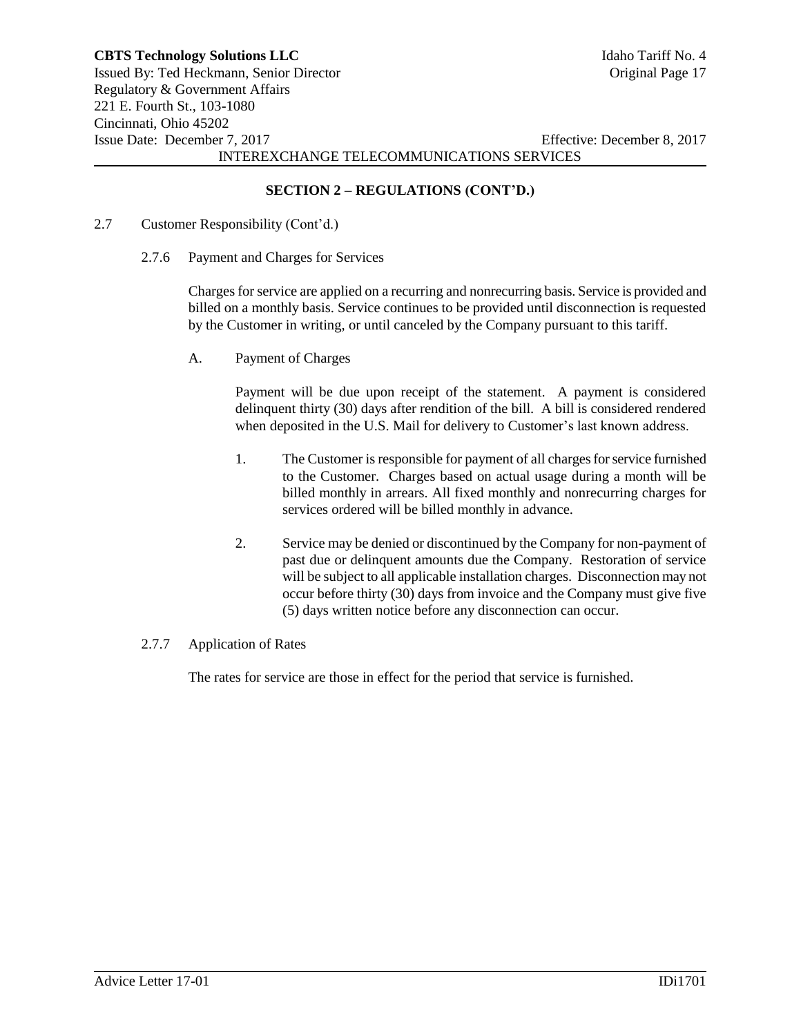## SECTION 2 – REGULATIONS (CONT'D.)

2.7 Customer Responsibility (Cont'd.)

2.7.6 Payment and Charges for Services

Charges for service are applied on a recurring and nonrecurring basis. Service is provided and billed on a monthly basis. Service continues to be provided until disconnection is requested by the Customer in writing, or until canceled by the Company pursuant to this tariff.

A. Payment of Charges

Payment will be due upon receipt of the statement. A payment is considered delinquent thirty (30) days after rendition of the bill. A bill is considered rendered when deposited in the U.S. Mail for delivery to Customer's last known address.

1. The Customer is responsible for payment of all charges for service furnished to the Customer. Charges based on actual usage during a month will be billed monthly in arrears. All fixed monthly and nonrecurring charges for services ordered will be billed monthly in advance.

2. Service may be denied or discontinued by the Company for non-payment of past due or delinquent amounts due the Company. Restoration of service will be subject to all applicable installation charges. Disconnection may not occur before thirty (30) days from invoice and the Company must give five (5) days written notice before any disconnection can occur.

2.7.7 Application of Rates

The rates for service are those in effect for the period that service is furnished.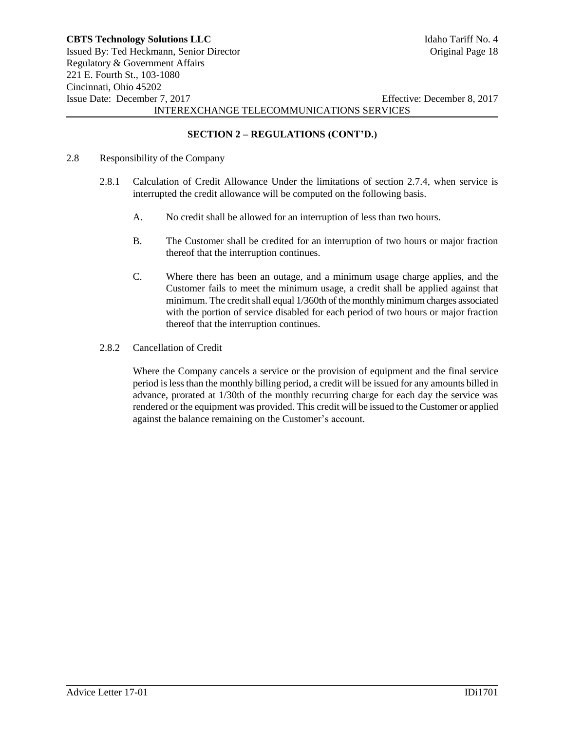## SECTION 2 – REGULATIONS (CONT'D.)

2.8 Responsibility of the Company

2.8.1 Calculation of Credit Allowance Under the limitations of section 2.7.4, when service is interrupted the credit allowance will be computed on the following basis.

A. No credit shall be allowed for an interruption of less than two hours.

B. The Customer shall be credited for an interruption of two hours or major fraction thereof that the interruption continues.

C. Where there has been an outage, and a minimum usage charge applies, and the Customer fails to meet the minimum usage, a credit shall be applied against that minimum. The credit shall equal 1/360th of the monthly minimum charges associated with the portion of service disabled for each period of two hours or major fraction thereof that the interruption continues.

2.8.2 Cancellation of Credit

Where the Company cancels a service or the provision of equipment and the final service period is less than the monthly billing period, a credit will be issued for any amounts billed in advance, prorated at 1/30th of the monthly recurring charge for each day the service was rendered or the equipment was provided. This credit will be issued to the Customer or applied against the balance remaining on the Customer's account.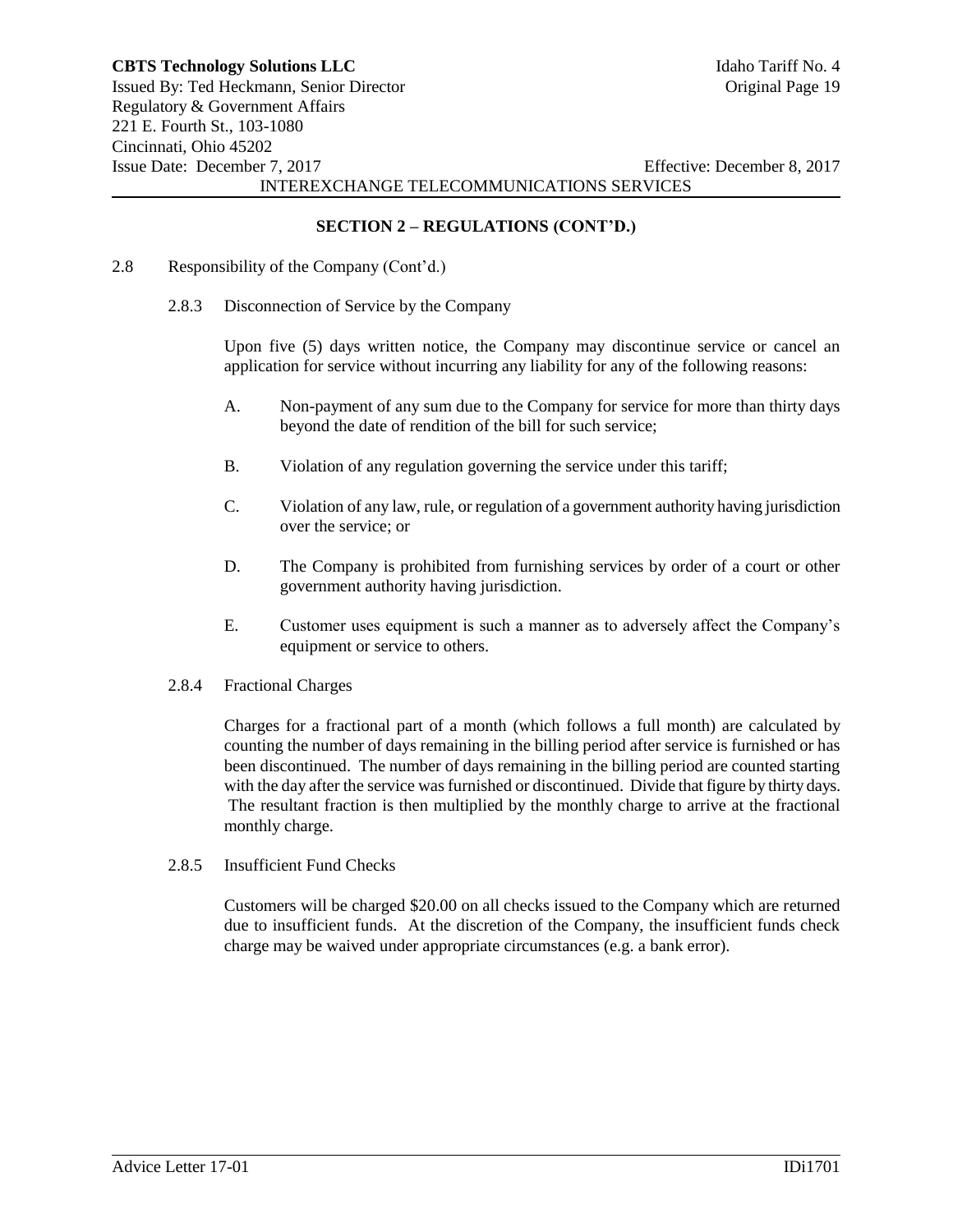## SECTION 2 – REGULATIONS (CONT'D.)

2.8 Responsibility of the Company (Cont'd.)

### 2.8.3 Disconnection of Service by the Company

Upon five (5) days written notice, the Company may discontinue service or cancel an application for service without incurring any liability for any of the following reasons:

A. Non-payment of any sum due to the Company for service for more than thirty days beyond the date of rendition of the bill for such service;

B. Violation of any regulation governing the service under this tariff;

C. Violation of any law, rule, or regulation of a government authority having jurisdiction over the service; or

D. The Company is prohibited from furnishing services by order of a court or other government authority having jurisdiction.

E. Customer uses equipment is such a manner as to adversely affect the Company's equipment or service to others.

### 2.8.4 Fractional Charges

Charges for a fractional part of a month (which follows a full month) are calculated by counting the number of days remaining in the billing period after service is furnished or has been discontinued. The number of days remaining in the billing period are counted starting with the day after the service was furnished or discontinued. Divide that figure by thirty days. The resultant fraction is then multiplied by the monthly charge to arrive at the fractional monthly charge.

### 2.8.5 Insufficient Fund Checks

Customers will be charged $20.00 on all checks issued to the Company which are returned due to insufficient funds. At the discretion of the Company, the insufficient funds check charge may be waived under appropriate circumstances (e.g. a bank error).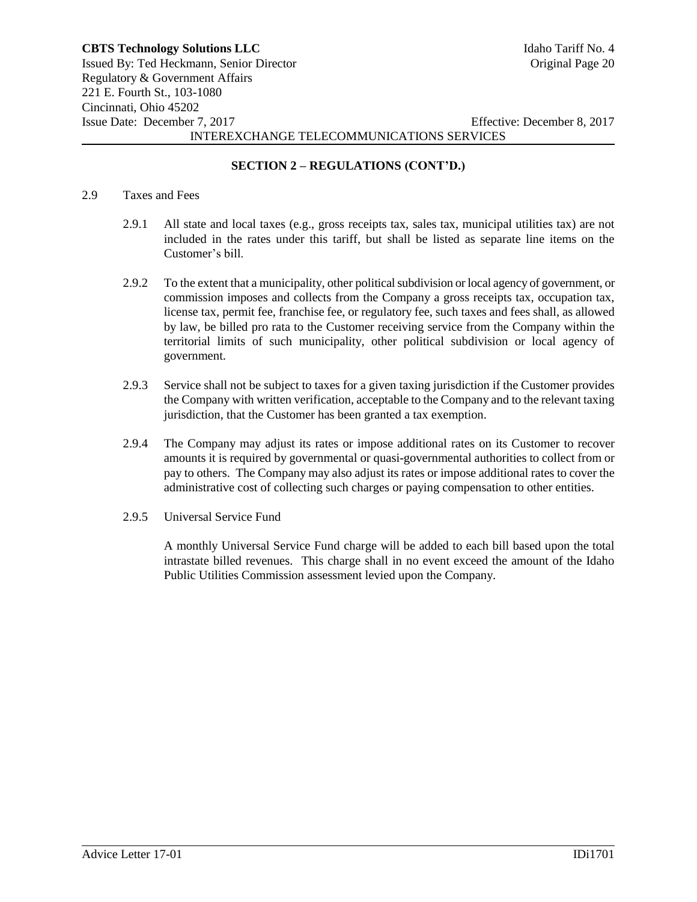## SECTION 2 – REGULATIONS (CONT'D.)

2.9 Taxes and Fees

2.9.1 All state and local taxes (e.g., gross receipts tax, sales tax, municipal utilities tax) are not included in the rates under this tariff, but shall be listed as separate line items on the Customer's bill.

2.9.2 To the extent that a municipality, other political subdivision or local agency of government, or commission imposes and collects from the Company a gross receipts tax, occupation tax, license tax, permit fee, franchise fee, or regulatory fee, such taxes and fees shall, as allowed by law, be billed pro rata to the Customer receiving service from the Company within the territorial limits of such municipality, other political subdivision or local agency of government.

2.9.3 Service shall not be subject to taxes for a given taxing jurisdiction if the Customer provides the Company with written verification, acceptable to the Company and to the relevant taxing jurisdiction, that the Customer has been granted a tax exemption.

2.9.4 The Company may adjust its rates or impose additional rates on its Customer to recover amounts it is required by governmental or quasi-governmental authorities to collect from or pay to others. The Company may also adjust its rates or impose additional rates to cover the administrative cost of collecting such charges or paying compensation to other entities.

2.9.5 Universal Service Fund

A monthly Universal Service Fund charge will be added to each bill based upon the total intrastate billed revenues. This charge shall in no event exceed the amount of the Idaho Public Utilities Commission assessment levied upon the Company.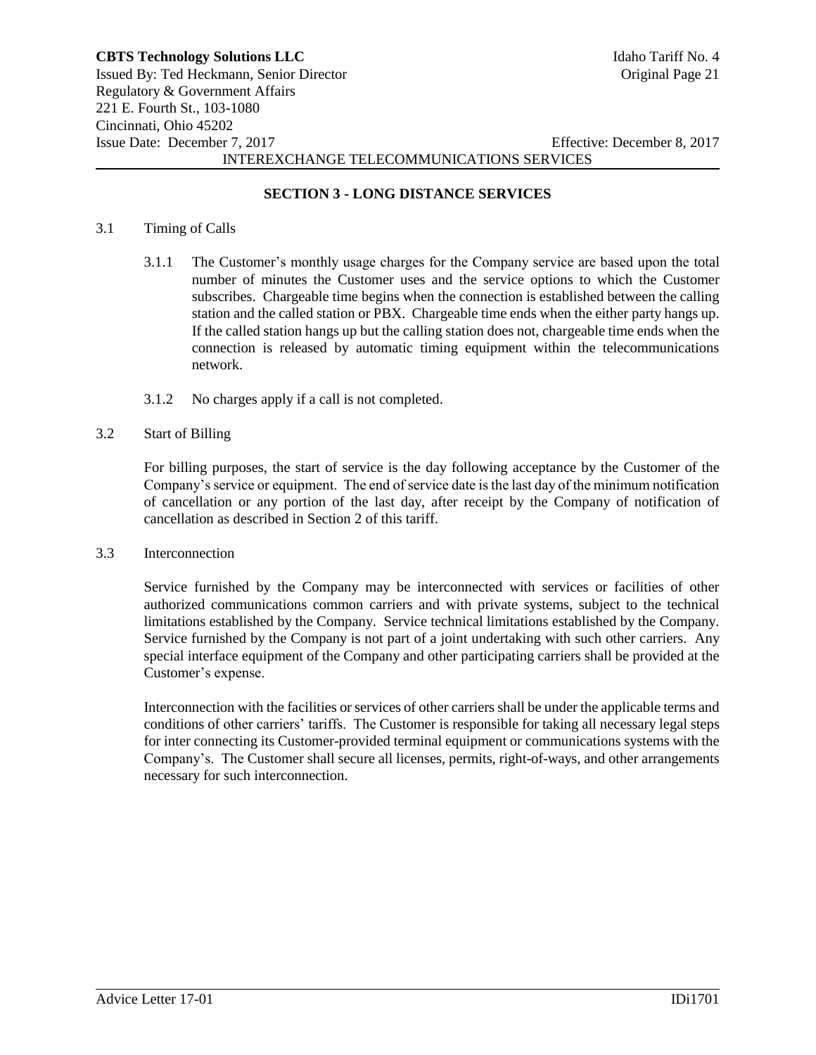## SECTION 3 - LONG DISTANCE SERVICES

3.1 Timing of Calls

3.1.1 The Customer's monthly usage charges for the Company service are based upon the total number of minutes the Customer uses and the service options to which the Customer subscribes. Chargeable time begins when the connection is established between the calling station and the called station or PBX. Chargeable time ends when the either party hangs up. If the called station hangs up but the calling station does not, chargeable time ends when the connection is released by automatic timing equipment within the telecommunications network.

3.1.2 No charges apply if a call is not completed.

3.2 Start of Billing

For billing purposes, the start of service is the day following acceptance by the Customer of the Company's service or equipment. The end of service date is the last day of the minimum notification of cancellation or any portion of the last day, after receipt by the Company of notification of cancellation as described in Section 2 of this tariff.

3.3 Interconnection

Service furnished by the Company may be interconnected with services or facilities of other authorized communications common carriers and with private systems, subject to the technical limitations established by the Company. Service technical limitations established by the Company. Service furnished by the Company is not part of a joint undertaking with such other carriers. Any special interface equipment of the Company and other participating carriers shall be provided at the Customer's expense.

Interconnection with the facilities or services of other carriers shall be under the applicable terms and conditions of other carriers' tariffs. The Customer is responsible for taking all necessary legal steps for inter connecting its Customer-provided terminal equipment or communications systems with the Company's. The Customer shall secure all licenses, permits, right-of-ways, and other arrangements necessary for such interconnection.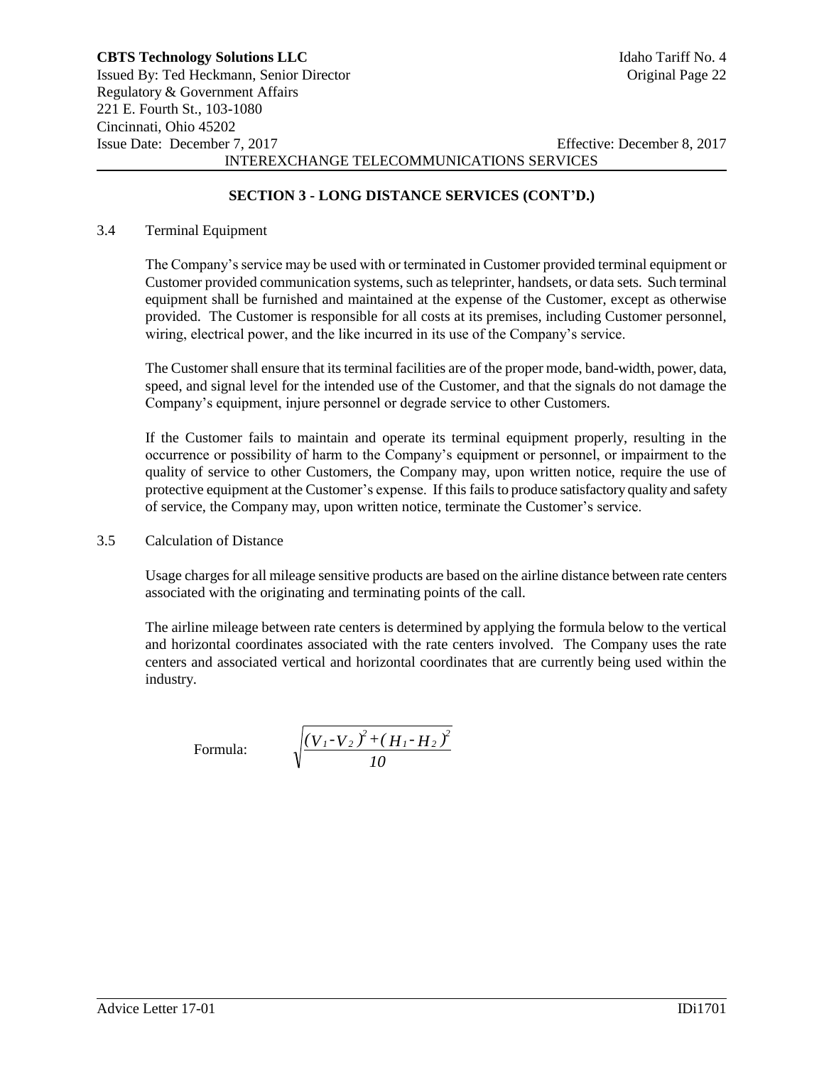## SECTION 3 - LONG DISTANCE SERVICES (CONT'D.)

### 3.4 Terminal Equipment

The Company's service may be used with or terminated in Customer provided terminal equipment or Customer provided communication systems, such as teleprinter, handsets, or data sets. Such terminal equipment shall be furnished and maintained at the expense of the Customer, except as otherwise provided. The Customer is responsible for all costs at its premises, including Customer personnel, wiring, electrical power, and the like incurred in its use of the Company's service.

The Customer shall ensure that its terminal facilities are of the proper mode, band-width, power, data, speed, and signal level for the intended use of the Customer, and that the signals do not damage the Company's equipment, injure personnel or degrade service to other Customers.

If the Customer fails to maintain and operate its terminal equipment properly, resulting in the occurrence or possibility of harm to the Company's equipment or personnel, or impairment to the quality of service to other Customers, the Company may, upon written notice, require the use of protective equipment at the Customer's expense. If this fails to produce satisfactory quality and safety of service, the Company may, upon written notice, terminate the Customer's service.

### 3.5 Calculation of Distance

Usage charges for all mileage sensitive products are based on the airline distance between rate centers associated with the originating and terminating points of the call.

The airline mileage between rate centers is determined by applying the formula below to the vertical and horizontal coordinates associated with the rate centers involved. The Company uses the rate centers and associated vertical and horizontal coordinates that are currently being used within the industry.

Formula:

$$\sqrt{\frac{(V_1 - V_2)^2 + (H_1 - H_2)^2}{10}}$$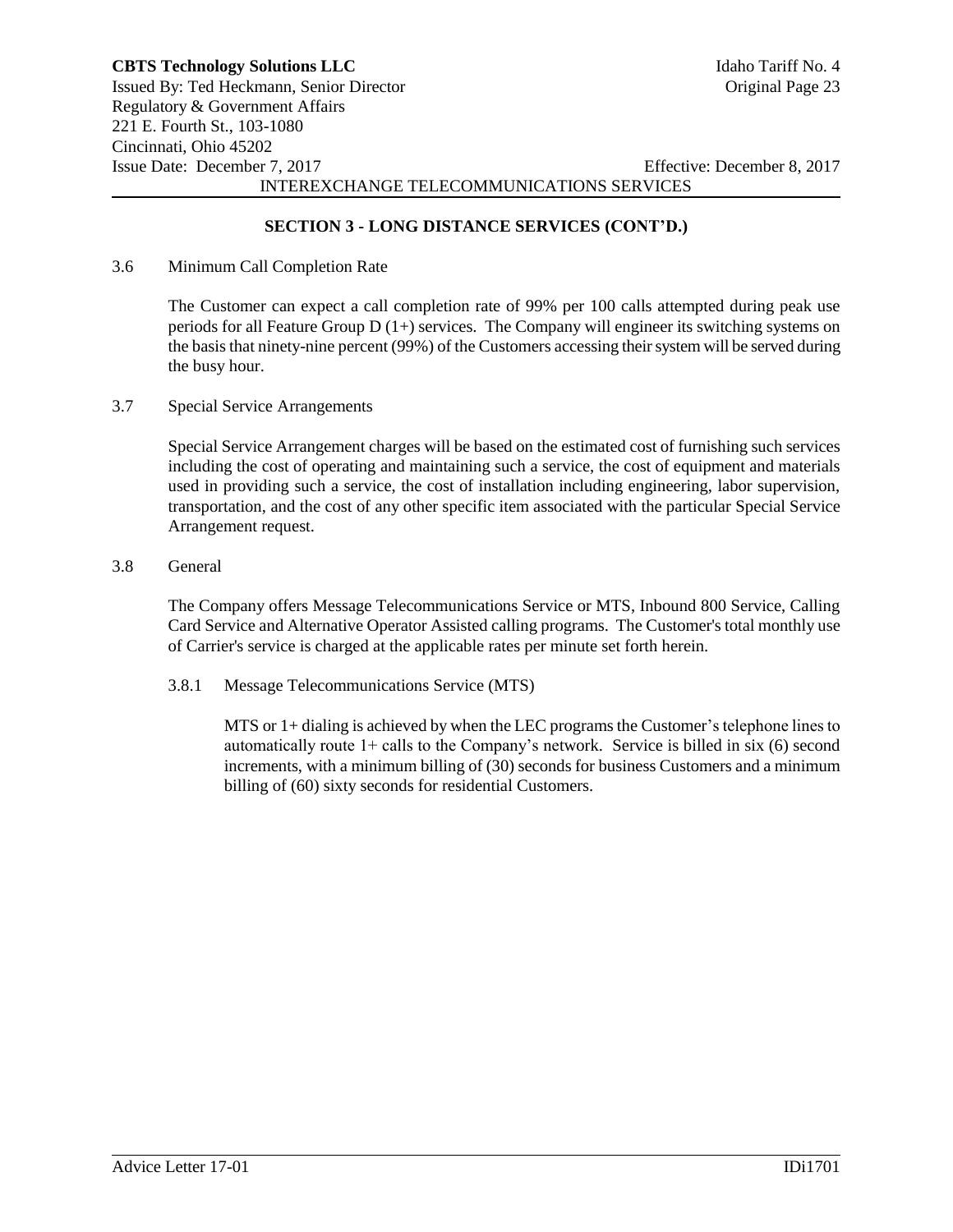## SECTION 3 - LONG DISTANCE SERVICES (CONT'D.)

### 3.6 Minimum Call Completion Rate

The Customer can expect a call completion rate of 99% per 100 calls attempted during peak use periods for all Feature Group D (1+) services. The Company will engineer its switching systems on the basis that ninety-nine percent (99%) of the Customers accessing their system will be served during the busy hour.

### 3.7 Special Service Arrangements

Special Service Arrangement charges will be based on the estimated cost of furnishing such services including the cost of operating and maintaining such a service, the cost of equipment and materials used in providing such a service, the cost of installation including engineering, labor supervision, transportation, and the cost of any other specific item associated with the particular Special Service Arrangement request.

### 3.8 General

The Company offers Message Telecommunications Service or MTS, Inbound 800 Service, Calling Card Service and Alternative Operator Assisted calling programs. The Customer's total monthly use of Carrier's service is charged at the applicable rates per minute set forth herein.

#### 3.8.1 Message Telecommunications Service (MTS)

MTS or 1+ dialing is achieved by when the LEC programs the Customer's telephone lines to automatically route 1+ calls to the Company's network. Service is billed in six (6) second increments, with a minimum billing of (30) seconds for business Customers and a minimum billing of (60) sixty seconds for residential Customers.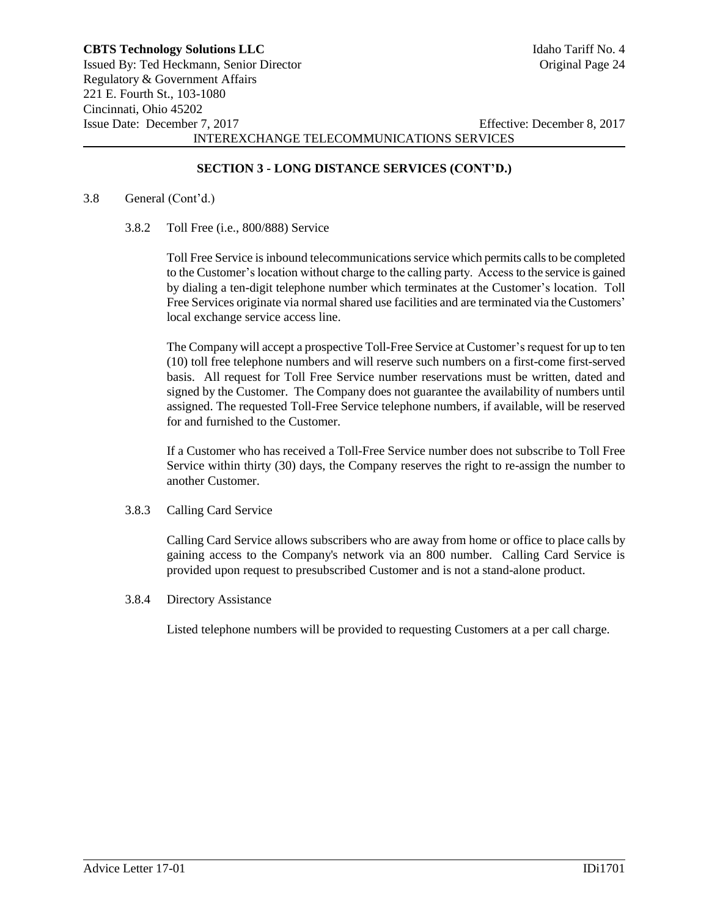## SECTION 3 - LONG DISTANCE SERVICES (CONT'D.)

3.8 General (Cont'd.)

3.8.2 Toll Free (i.e., 800/888) Service

Toll Free Service is inbound telecommunications service which permits calls to be completed to the Customer's location without charge to the calling party. Access to the service is gained by dialing a ten-digit telephone number which terminates at the Customer's location. Toll Free Services originate via normal shared use facilities and are terminated via the Customers' local exchange service access line.

The Company will accept a prospective Toll-Free Service at Customer's request for up to ten (10) toll free telephone numbers and will reserve such numbers on a first-come first-served basis. All request for Toll Free Service number reservations must be written, dated and signed by the Customer. The Company does not guarantee the availability of numbers until assigned. The requested Toll-Free Service telephone numbers, if available, will be reserved for and furnished to the Customer.

If a Customer who has received a Toll-Free Service number does not subscribe to Toll Free Service within thirty (30) days, the Company reserves the right to re-assign the number to another Customer.

3.8.3 Calling Card Service

Calling Card Service allows subscribers who are away from home or office to place calls by gaining access to the Company's network via an 800 number. Calling Card Service is provided upon request to presubscribed Customer and is not a stand-alone product.

3.8.4 Directory Assistance

Listed telephone numbers will be provided to requesting Customers at a per call charge.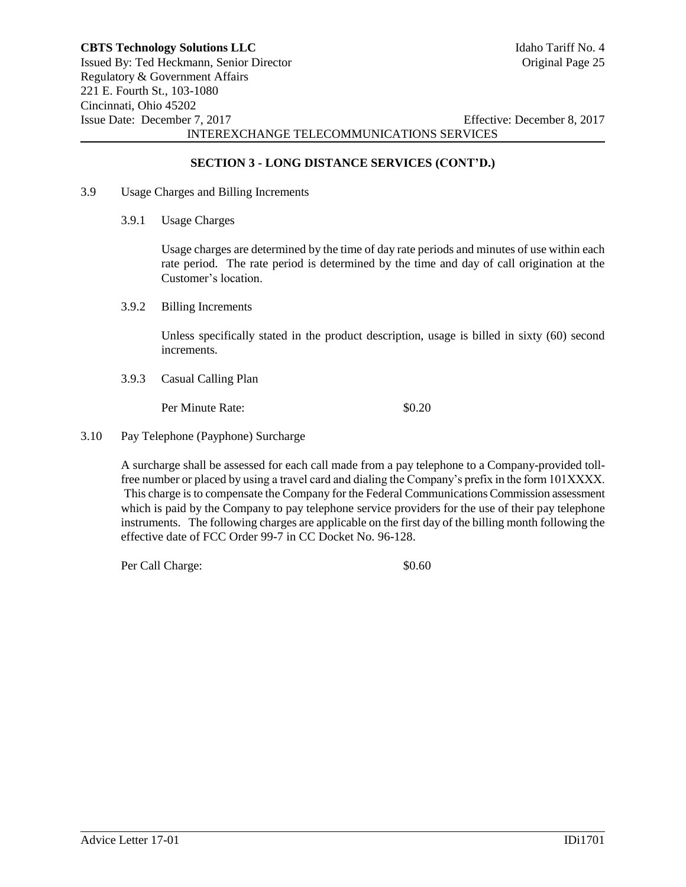## SECTION 3 - LONG DISTANCE SERVICES (CONT'D.)

3.9 Usage Charges and Billing Increments

3.9.1 Usage Charges

Usage charges are determined by the time of day rate periods and minutes of use within each rate period. The rate period is determined by the time and day of call origination at the Customer's location.

3.9.2 Billing Increments

Unless specifically stated in the product description, usage is billed in sixty (60) second increments.

3.9.3 Casual Calling Plan

Per Minute Rate: $0.20

3.10 Pay Telephone (Payphone) Surcharge

A surcharge shall be assessed for each call made from a pay telephone to a Company-provided toll-free number or placed by using a travel card and dialing the Company's prefix in the form 101XXXX. This charge is to compensate the Company for the Federal Communications Commission assessment which is paid by the Company to pay telephone service providers for the use of their pay telephone instruments. The following charges are applicable on the first day of the billing month following the effective date of FCC Order 99-7 in CC Docket No. 96-128.

Per Call Charge: $0.60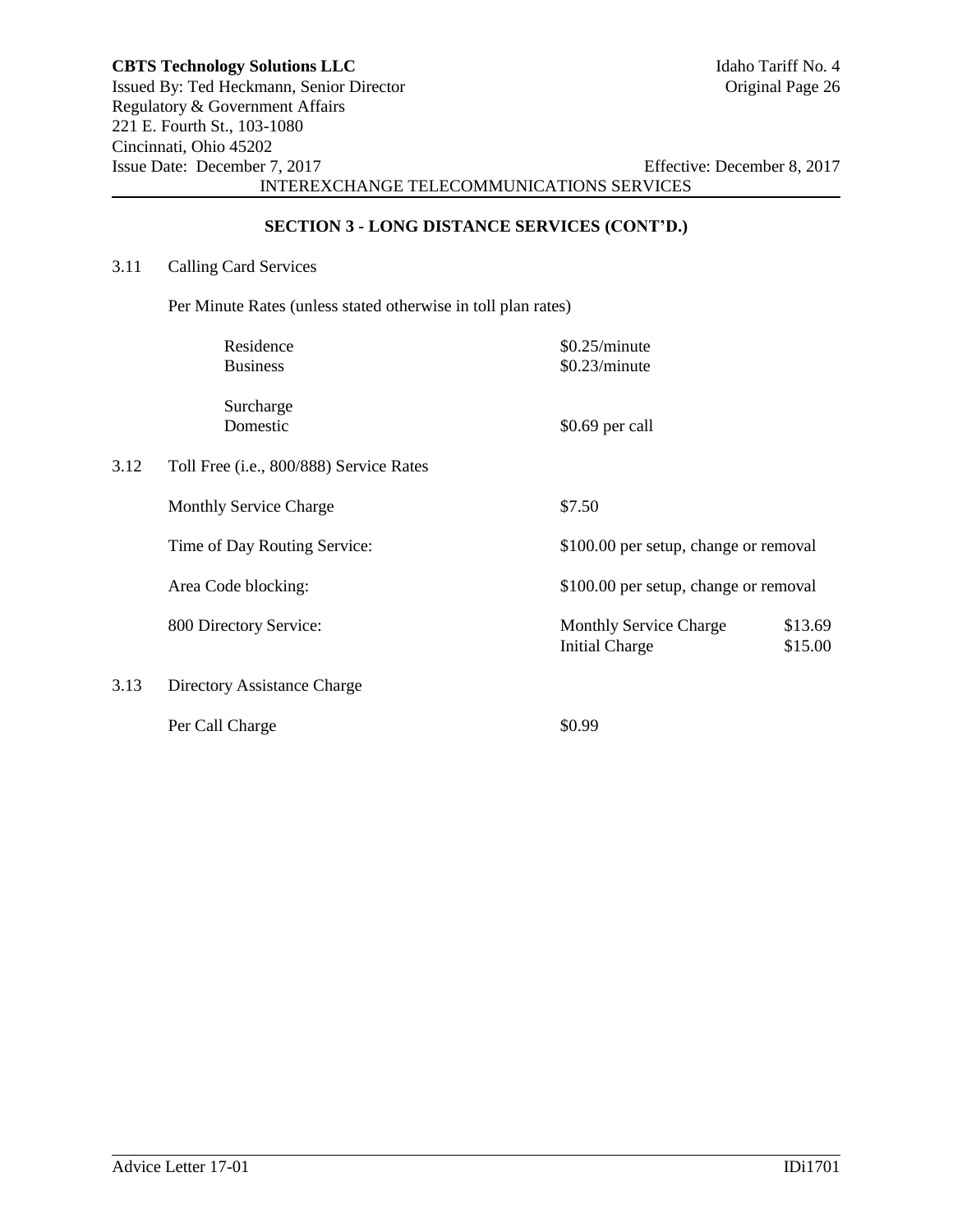## SECTION 3 - LONG DISTANCE SERVICES (CONT'D.)

3.11 Calling Card Services

Per Minute Rates (unless stated otherwise in toll plan rates)

| | |
|---|---|
| Residence | $0.25/minute |
| Business | $0.23/minute |
| Surcharge | |
| Domestic | $0.69 per call |

3.12 Toll Free (i.e., 800/888) Service Rates

| | | |
|---|---|---|
| Monthly Service Charge | $7.50 | |
| Time of Day Routing Service: | $100.00 per setup, change or removal | |
| Area Code blocking: | $100.00 per setup, change or removal | |
| 800 Directory Service: | Monthly Service Charge | $13.69 |
| | Initial Charge | $15.00 |

3.13 Directory Assistance Charge

| | |
|---|---|
| Per Call Charge | $0.99 |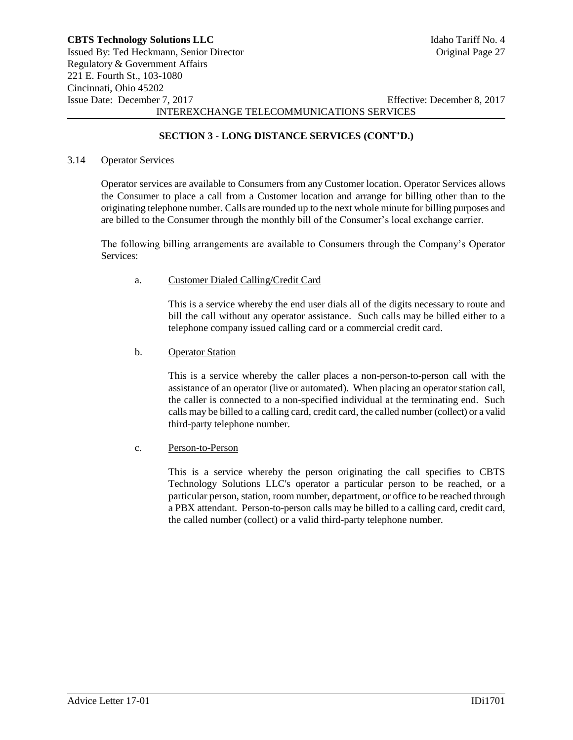## SECTION 3 - LONG DISTANCE SERVICES (CONT'D.)

3.14 Operator Services

Operator services are available to Consumers from any Customer location. Operator Services allows the Consumer to place a call from a Customer location and arrange for billing other than to the originating telephone number. Calls are rounded up to the next whole minute for billing purposes and are billed to the Consumer through the monthly bill of the Consumer's local exchange carrier.

The following billing arrangements are available to Consumers through the Company's Operator Services:

a. Customer Dialed Calling/Credit Card

This is a service whereby the end user dials all of the digits necessary to route and bill the call without any operator assistance. Such calls may be billed either to a telephone company issued calling card or a commercial credit card.

b. Operator Station

This is a service whereby the caller places a non-person-to-person call with the assistance of an operator (live or automated). When placing an operator station call, the caller is connected to a non-specified individual at the terminating end. Such calls may be billed to a calling card, credit card, the called number (collect) or a valid third-party telephone number.

c. Person-to-Person

This is a service whereby the person originating the call specifies to CBTS Technology Solutions LLC's operator a particular person to be reached, or a particular person, station, room number, department, or office to be reached through a PBX attendant. Person-to-person calls may be billed to a calling card, credit card, the called number (collect) or a valid third-party telephone number.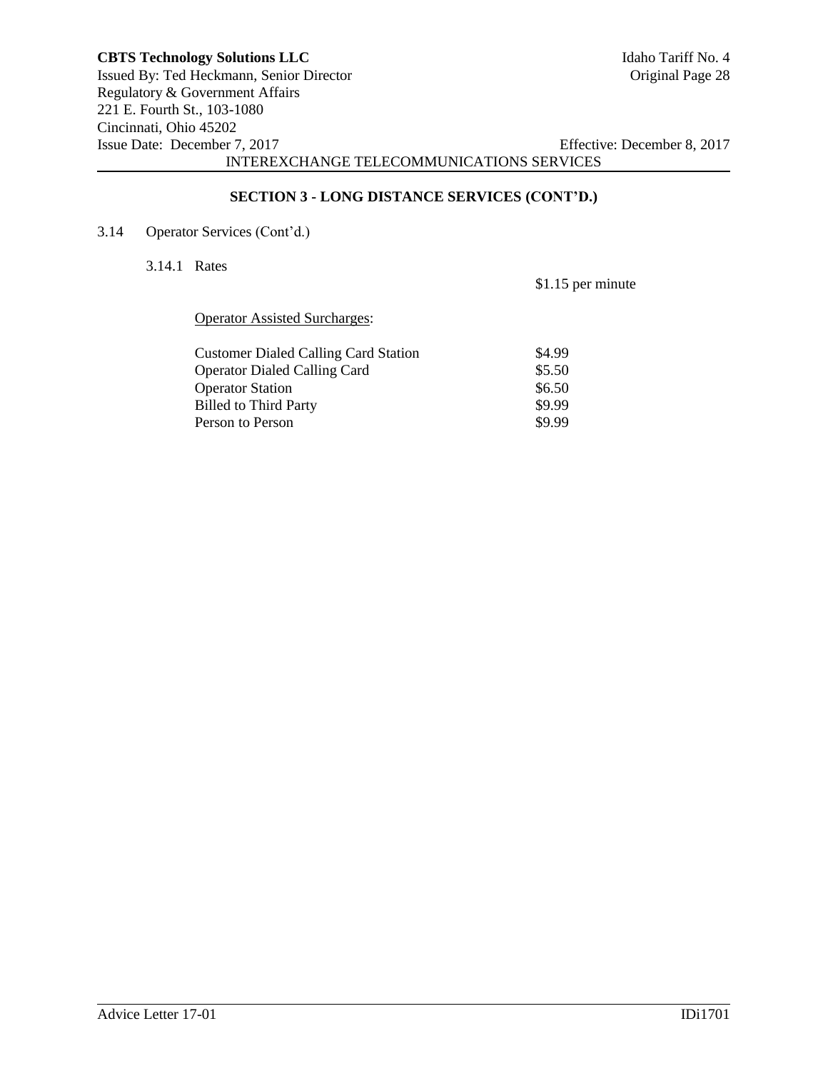## SECTION 3 - LONG DISTANCE SERVICES (CONT'D.)

3.14 Operator Services (Cont'd.)

3.14.1 Rates

$1.15 per minute

<u>Operator Assisted Surcharges</u>:

| | |
|---|---|
| Customer Dialed Calling Card Station | $4.99 |
| Operator Dialed Calling Card | $5.50 |
| Operator Station | $6.50 |
| Billed to Third Party | $9.99 |
| Person to Person | $9.99 |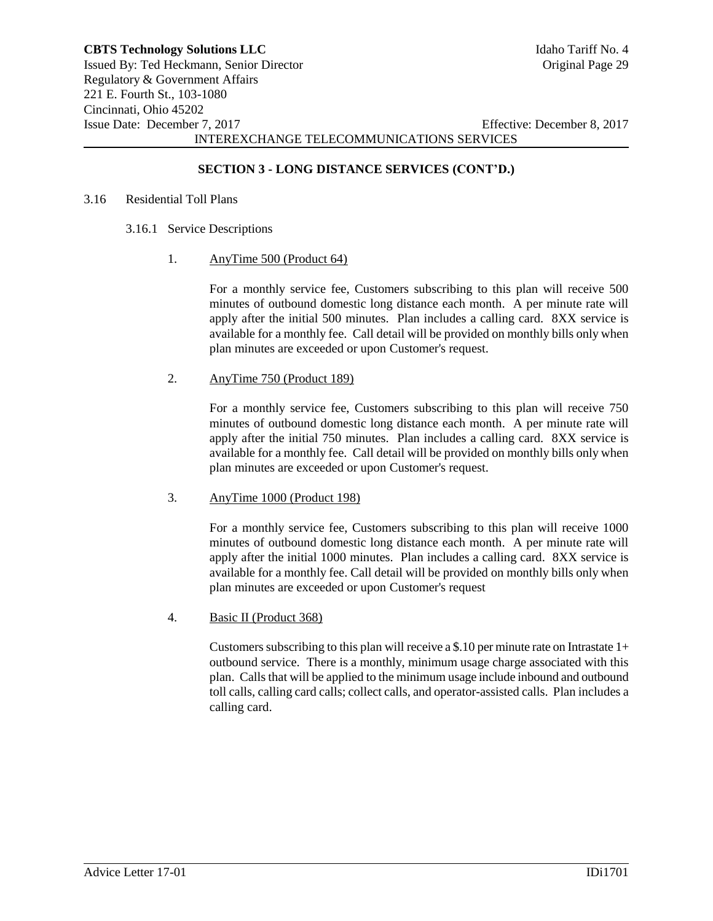## SECTION 3 - LONG DISTANCE SERVICES (CONT'D.)

3.16 Residential Toll Plans

3.16.1 Service Descriptions

1. AnyTime 500 (Product 64)

   For a monthly service fee, Customers subscribing to this plan will receive 500 minutes of outbound domestic long distance each month. A per minute rate will apply after the initial 500 minutes. Plan includes a calling card. 8XX service is available for a monthly fee. Call detail will be provided on monthly bills only when plan minutes are exceeded or upon Customer's request.

2. AnyTime 750 (Product 189)

   For a monthly service fee, Customers subscribing to this plan will receive 750 minutes of outbound domestic long distance each month. A per minute rate will apply after the initial 750 minutes. Plan includes a calling card. 8XX service is available for a monthly fee. Call detail will be provided on monthly bills only when plan minutes are exceeded or upon Customer's request.

3. AnyTime 1000 (Product 198)

   For a monthly service fee, Customers subscribing to this plan will receive 1000 minutes of outbound domestic long distance each month. A per minute rate will apply after the initial 1000 minutes. Plan includes a calling card. 8XX service is available for a monthly fee. Call detail will be provided on monthly bills only when plan minutes are exceeded or upon Customer's request

4. Basic II (Product 368)

   Customers subscribing to this plan will receive a $.10 per minute rate on Intrastate 1+ outbound service. There is a monthly, minimum usage charge associated with this plan. Calls that will be applied to the minimum usage include inbound and outbound toll calls, calling card calls; collect calls, and operator-assisted calls. Plan includes a calling card.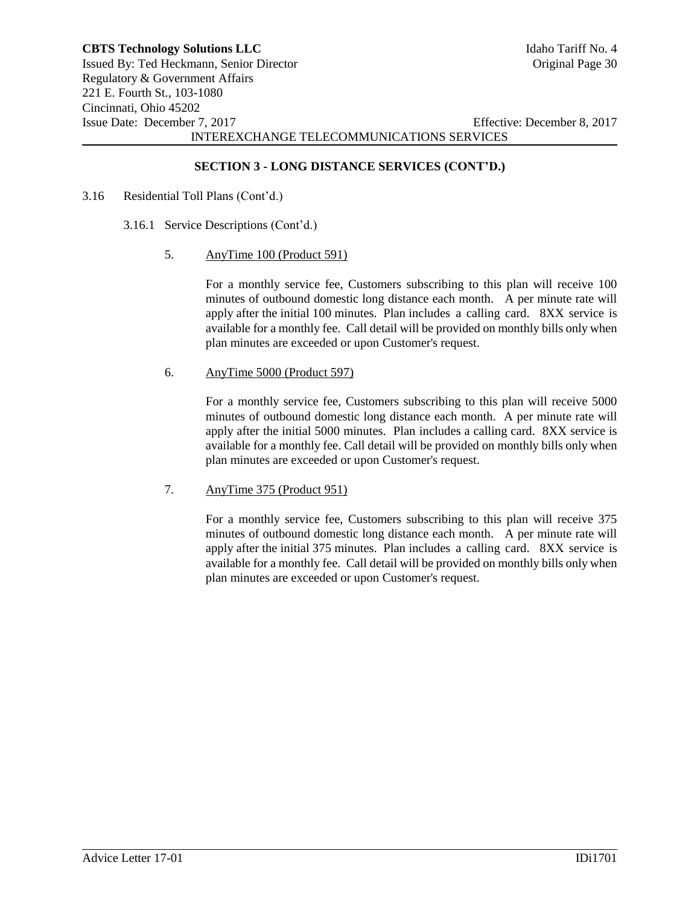## SECTION 3 - LONG DISTANCE SERVICES (CONT'D.)

3.16 Residential Toll Plans (Cont'd.)

3.16.1 Service Descriptions (Cont'd.)

5. AnyTime 100 (Product 591)

For a monthly service fee, Customers subscribing to this plan will receive 100 minutes of outbound domestic long distance each month. A per minute rate will apply after the initial 100 minutes. Plan includes a calling card. 8XX service is available for a monthly fee. Call detail will be provided on monthly bills only when plan minutes are exceeded or upon Customer's request.

6. AnyTime 5000 (Product 597)

For a monthly service fee, Customers subscribing to this plan will receive 5000 minutes of outbound domestic long distance each month. A per minute rate will apply after the initial 5000 minutes. Plan includes a calling card. 8XX service is available for a monthly fee. Call detail will be provided on monthly bills only when plan minutes are exceeded or upon Customer's request.

7. AnyTime 375 (Product 951)

For a monthly service fee, Customers subscribing to this plan will receive 375 minutes of outbound domestic long distance each month. A per minute rate will apply after the initial 375 minutes. Plan includes a calling card. 8XX service is available for a monthly fee. Call detail will be provided on monthly bills only when plan minutes are exceeded or upon Customer's request.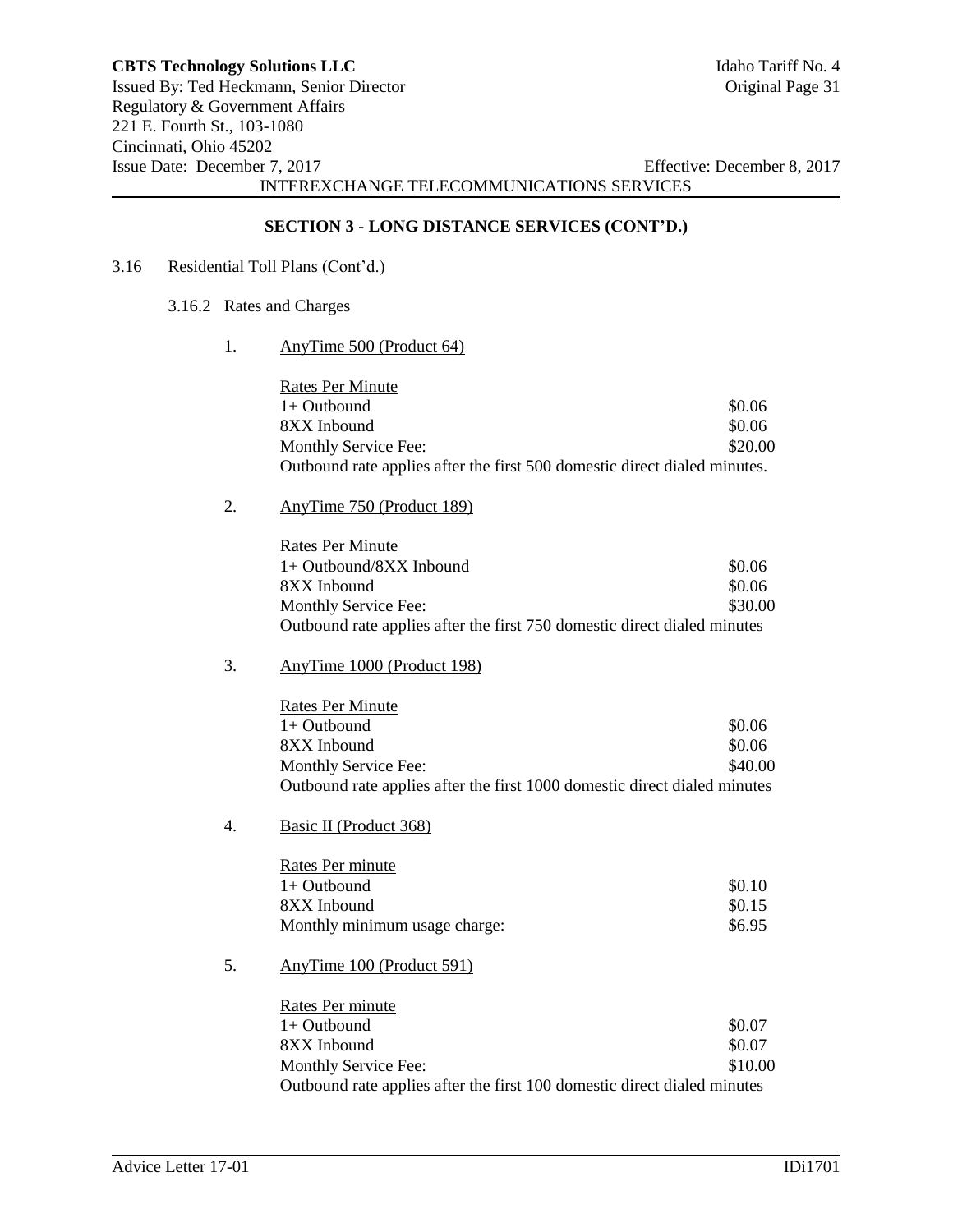## SECTION 3 - LONG DISTANCE SERVICES (CONT'D.)

3.16 Residential Toll Plans (Cont'd.)

3.16.2 Rates and Charges

1. AnyTime 500 (Product 64)

| Rates Per Minute | |
|---|---|
| 1+ Outbound | $0.06 |
| 8XX Inbound | $0.06 |
| Monthly Service Fee: | $20.00 |

Outbound rate applies after the first 500 domestic direct dialed minutes.

2. AnyTime 750 (Product 189)

| Rates Per Minute | |
|---|---|
| 1+ Outbound/8XX Inbound | $0.06 |
| 8XX Inbound | $0.06 |
| Monthly Service Fee: | $30.00 |

Outbound rate applies after the first 750 domestic direct dialed minutes

3. AnyTime 1000 (Product 198)

| Rates Per Minute | |
|---|---|
| 1+ Outbound | $0.06 |
| 8XX Inbound | $0.06 |
| Monthly Service Fee: | $40.00 |

Outbound rate applies after the first 1000 domestic direct dialed minutes

4. Basic II (Product 368)

| Rates Per minute | |
|---|---|
| 1+ Outbound | $0.10 |
| 8XX Inbound | $0.15 |
| Monthly minimum usage charge: | $6.95 |

5. AnyTime 100 (Product 591)

| Rates Per minute | |
|---|---|
| 1+ Outbound | $0.07 |
| 8XX Inbound | $0.07 |
| Monthly Service Fee: | $10.00 |

Outbound rate applies after the first 100 domestic direct dialed minutes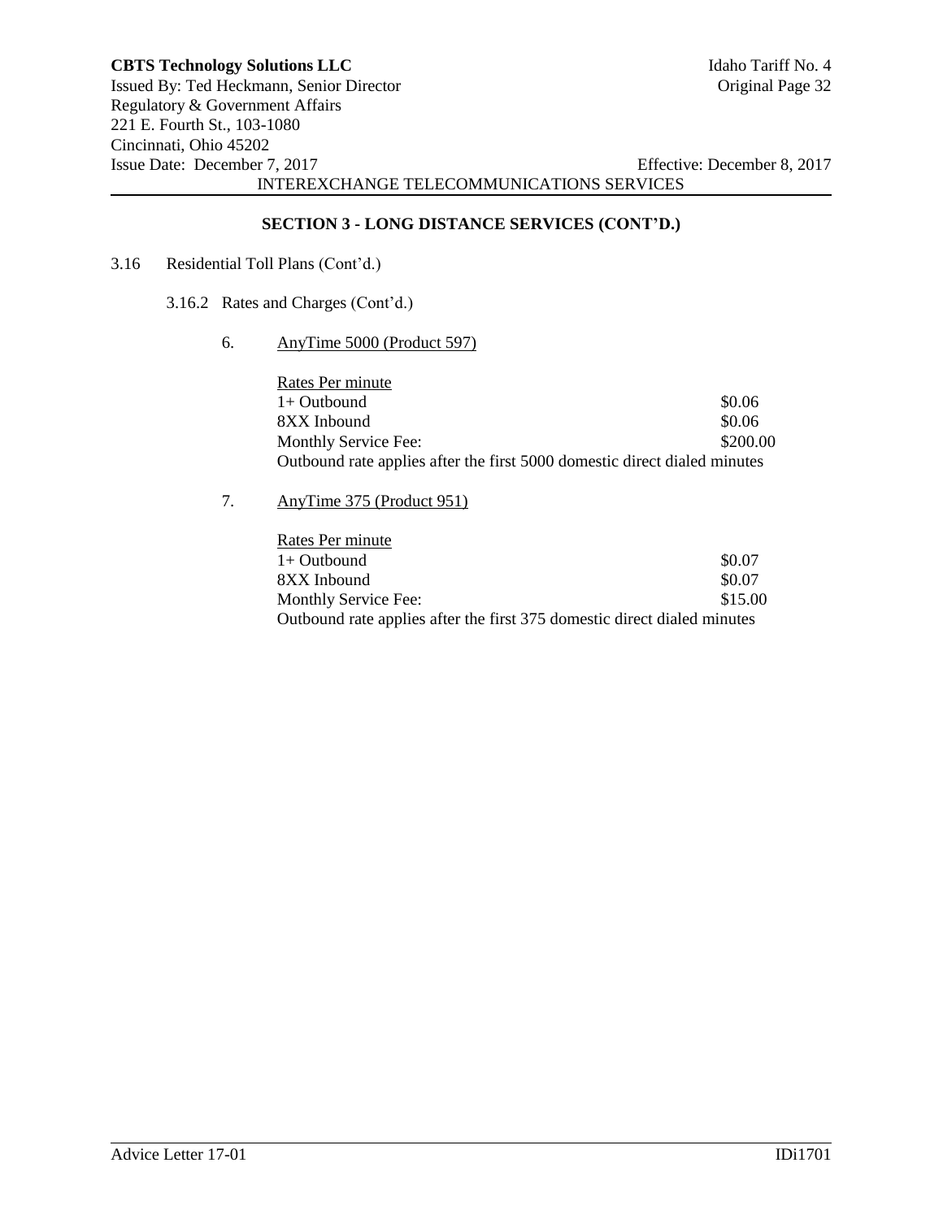## SECTION 3 - LONG DISTANCE SERVICES (CONT'D.)

3.16 Residential Toll Plans (Cont'd.)

3.16.2 Rates and Charges (Cont'd.)

6. AnyTime 5000 (Product 597)

| Rates Per minute | |
|---|---|
| 1+ Outbound | \$0.06 |
| 8XX Inbound | \$0.06 |
| Monthly Service Fee: | \$200.00 |

Outbound rate applies after the first 5000 domestic direct dialed minutes

7. AnyTime 375 (Product 951)

| Rates Per minute | |
|---|---|
| 1+ Outbound | \$0.07 |
| 8XX Inbound | \$0.07 |
| Monthly Service Fee: | \$15.00 |

Outbound rate applies after the first 375 domestic direct dialed minutes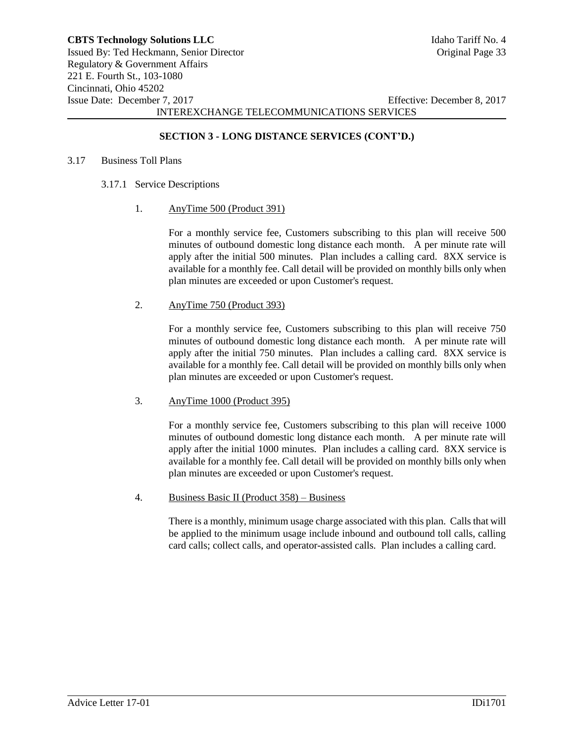## SECTION 3 - LONG DISTANCE SERVICES (CONT'D.)

3.17 Business Toll Plans

3.17.1 Service Descriptions

1. <u>AnyTime 500 (Product 391)</u>

   For a monthly service fee, Customers subscribing to this plan will receive 500 minutes of outbound domestic long distance each month. A per minute rate will apply after the initial 500 minutes. Plan includes a calling card. 8XX service is available for a monthly fee. Call detail will be provided on monthly bills only when plan minutes are exceeded or upon Customer's request.

2. <u>AnyTime 750 (Product 393)</u>

   For a monthly service fee, Customers subscribing to this plan will receive 750 minutes of outbound domestic long distance each month. A per minute rate will apply after the initial 750 minutes. Plan includes a calling card. 8XX service is available for a monthly fee. Call detail will be provided on monthly bills only when plan minutes are exceeded or upon Customer's request.

3. <u>AnyTime 1000 (Product 395)</u>

   For a monthly service fee, Customers subscribing to this plan will receive 1000 minutes of outbound domestic long distance each month. A per minute rate will apply after the initial 1000 minutes. Plan includes a calling card. 8XX service is available for a monthly fee. Call detail will be provided on monthly bills only when plan minutes are exceeded or upon Customer's request.

4. <u>Business Basic II (Product 358) – Business</u>

   There is a monthly, minimum usage charge associated with this plan. Calls that will be applied to the minimum usage include inbound and outbound toll calls, calling card calls; collect calls, and operator-assisted calls. Plan includes a calling card.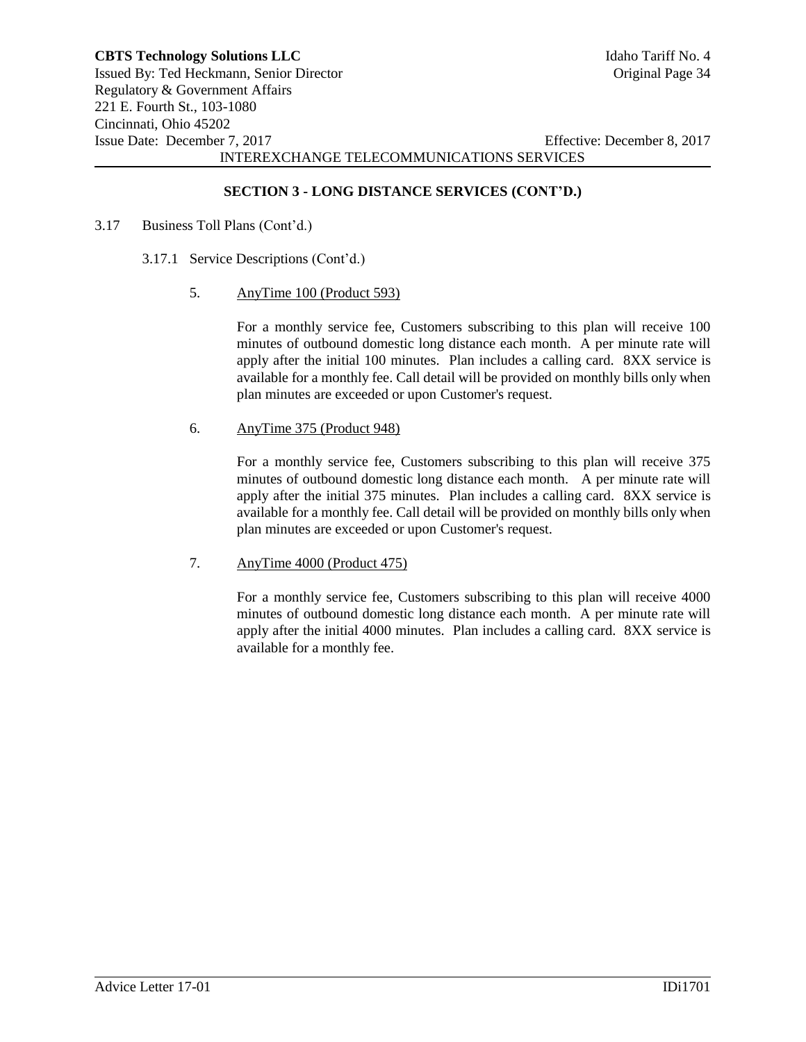## SECTION 3 - LONG DISTANCE SERVICES (CONT'D.)

3.17 Business Toll Plans (Cont'd.)

3.17.1 Service Descriptions (Cont'd.)

5. AnyTime 100 (Product 593)

For a monthly service fee, Customers subscribing to this plan will receive 100 minutes of outbound domestic long distance each month. A per minute rate will apply after the initial 100 minutes. Plan includes a calling card. 8XX service is available for a monthly fee. Call detail will be provided on monthly bills only when plan minutes are exceeded or upon Customer's request.

6. AnyTime 375 (Product 948)

For a monthly service fee, Customers subscribing to this plan will receive 375 minutes of outbound domestic long distance each month. A per minute rate will apply after the initial 375 minutes. Plan includes a calling card. 8XX service is available for a monthly fee. Call detail will be provided on monthly bills only when plan minutes are exceeded or upon Customer's request.

7. AnyTime 4000 (Product 475)

For a monthly service fee, Customers subscribing to this plan will receive 4000 minutes of outbound domestic long distance each month. A per minute rate will apply after the initial 4000 minutes. Plan includes a calling card. 8XX service is available for a monthly fee.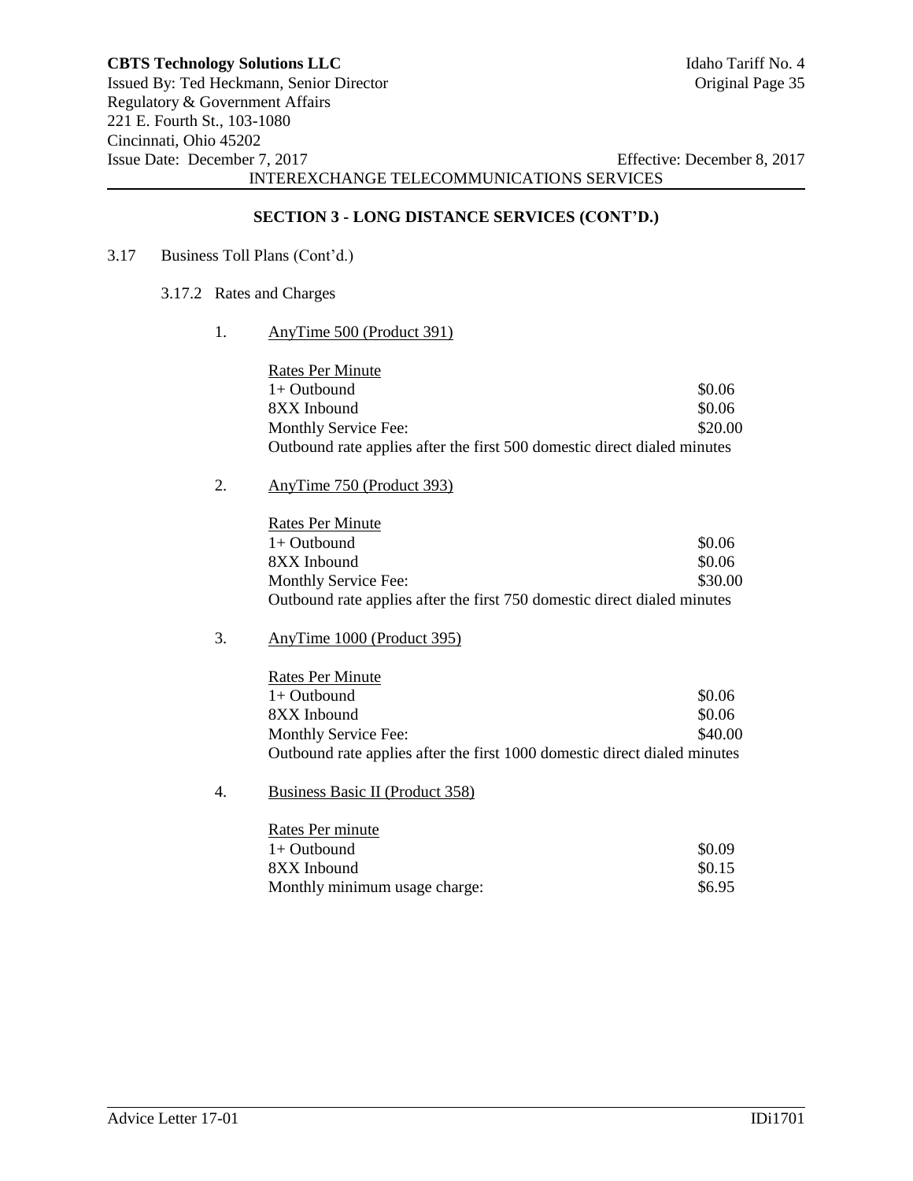## SECTION 3 - LONG DISTANCE SERVICES (CONT'D.)

3.17 Business Toll Plans (Cont'd.)

3.17.2 Rates and Charges

1. AnyTime 500 (Product 391)

| Rates Per Minute | |
|---|---|
| 1+ Outbound | $0.06 |
| 8XX Inbound | $0.06 |
| Monthly Service Fee: | $20.00 |

Outbound rate applies after the first 500 domestic direct dialed minutes

2. AnyTime 750 (Product 393)

| Rates Per Minute | |
|---|---|
| 1+ Outbound | $0.06 |
| 8XX Inbound | $0.06 |
| Monthly Service Fee: | $30.00 |

Outbound rate applies after the first 750 domestic direct dialed minutes

3. AnyTime 1000 (Product 395)

| Rates Per Minute | |
|---|---|
| 1+ Outbound | $0.06 |
| 8XX Inbound | $0.06 |
| Monthly Service Fee: | $40.00 |

Outbound rate applies after the first 1000 domestic direct dialed minutes

4. Business Basic II (Product 358)

| Rates Per minute | |
|---|---|
| 1+ Outbound | $0.09 |
| 8XX Inbound | $0.15 |
| Monthly minimum usage charge: | $6.95 |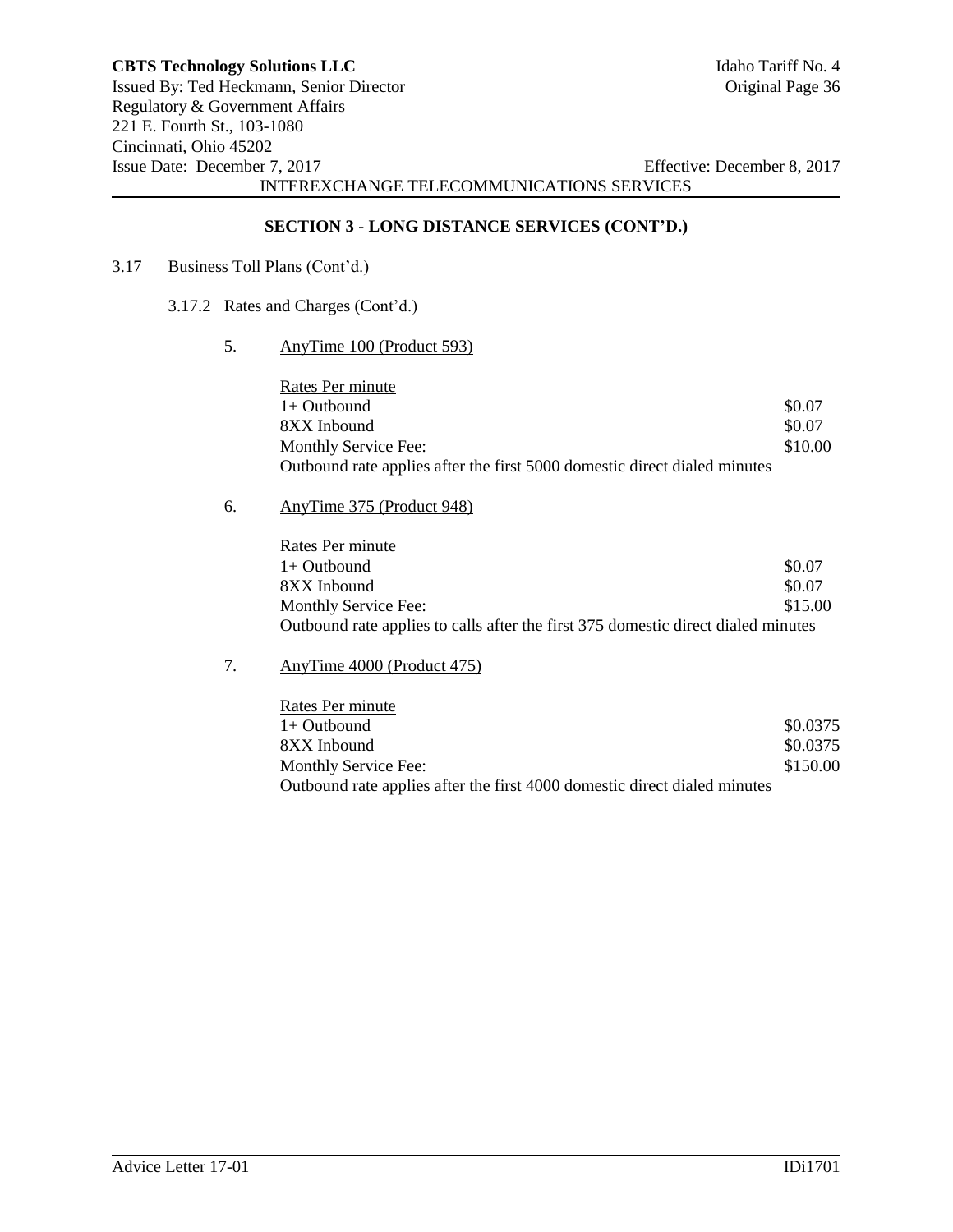## SECTION 3 - LONG DISTANCE SERVICES (CONT'D.)

3.17 Business Toll Plans (Cont'd.)

3.17.2 Rates and Charges (Cont'd.)

5. AnyTime 100 (Product 593)

| Rates Per minute | |
|---|---|
| 1+ Outbound | $0.07 |
| 8XX Inbound | $0.07 |
| Monthly Service Fee: | $10.00 |

Outbound rate applies after the first 5000 domestic direct dialed minutes

6. AnyTime 375 (Product 948)

| Rates Per minute | |
|---|---|
| 1+ Outbound | $0.07 |
| 8XX Inbound | $0.07 |
| Monthly Service Fee: | $15.00 |

Outbound rate applies to calls after the first 375 domestic direct dialed minutes

7. AnyTime 4000 (Product 475)

| Rates Per minute | |
|---|---|
| 1+ Outbound | $0.0375 |
| 8XX Inbound | $0.0375 |
| Monthly Service Fee: | $150.00 |

Outbound rate applies after the first 4000 domestic direct dialed minutes